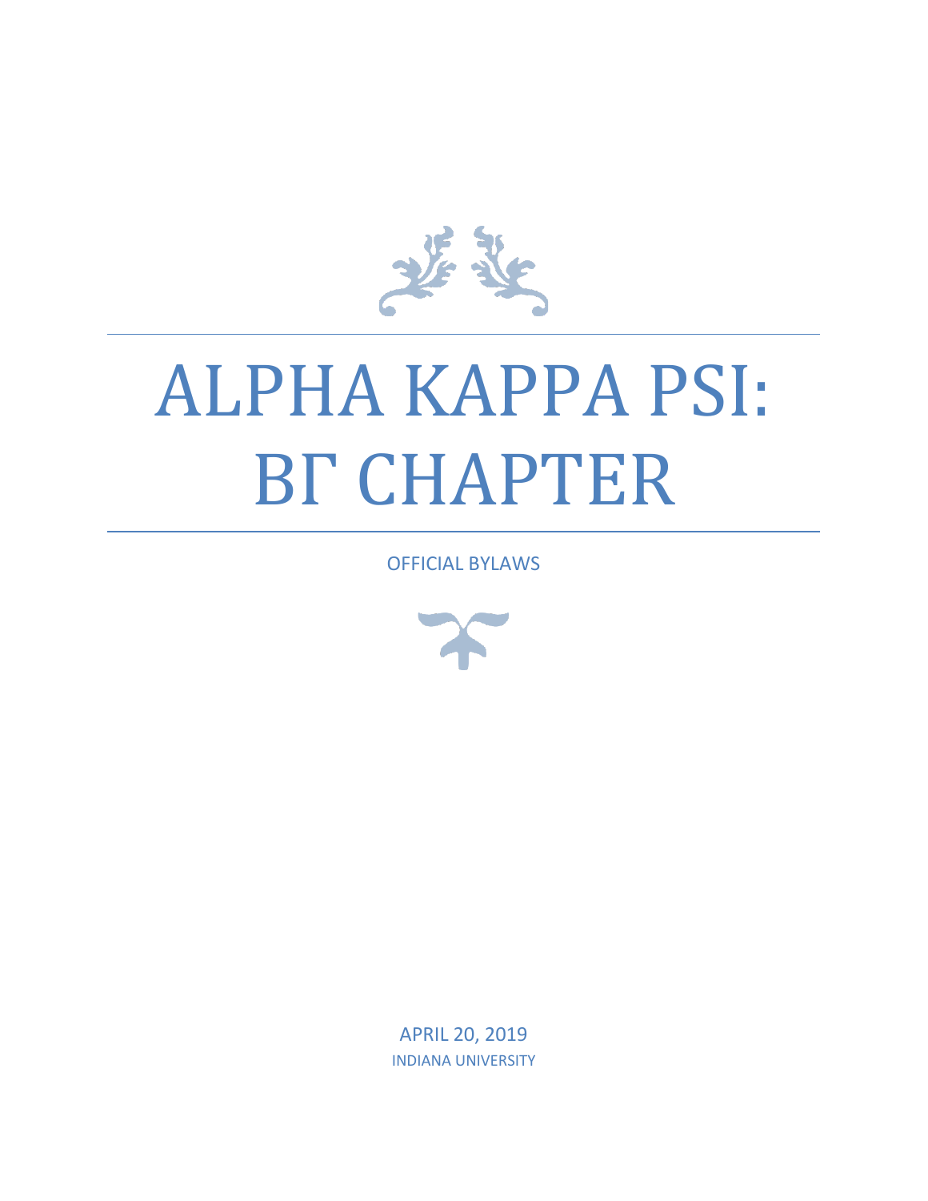# ALPHA KAPPA PSI: ΒΓ CHAPTER

OFFICIAL BYLAWS

APRIL 20, 2019

INDIANA UNIVERSITY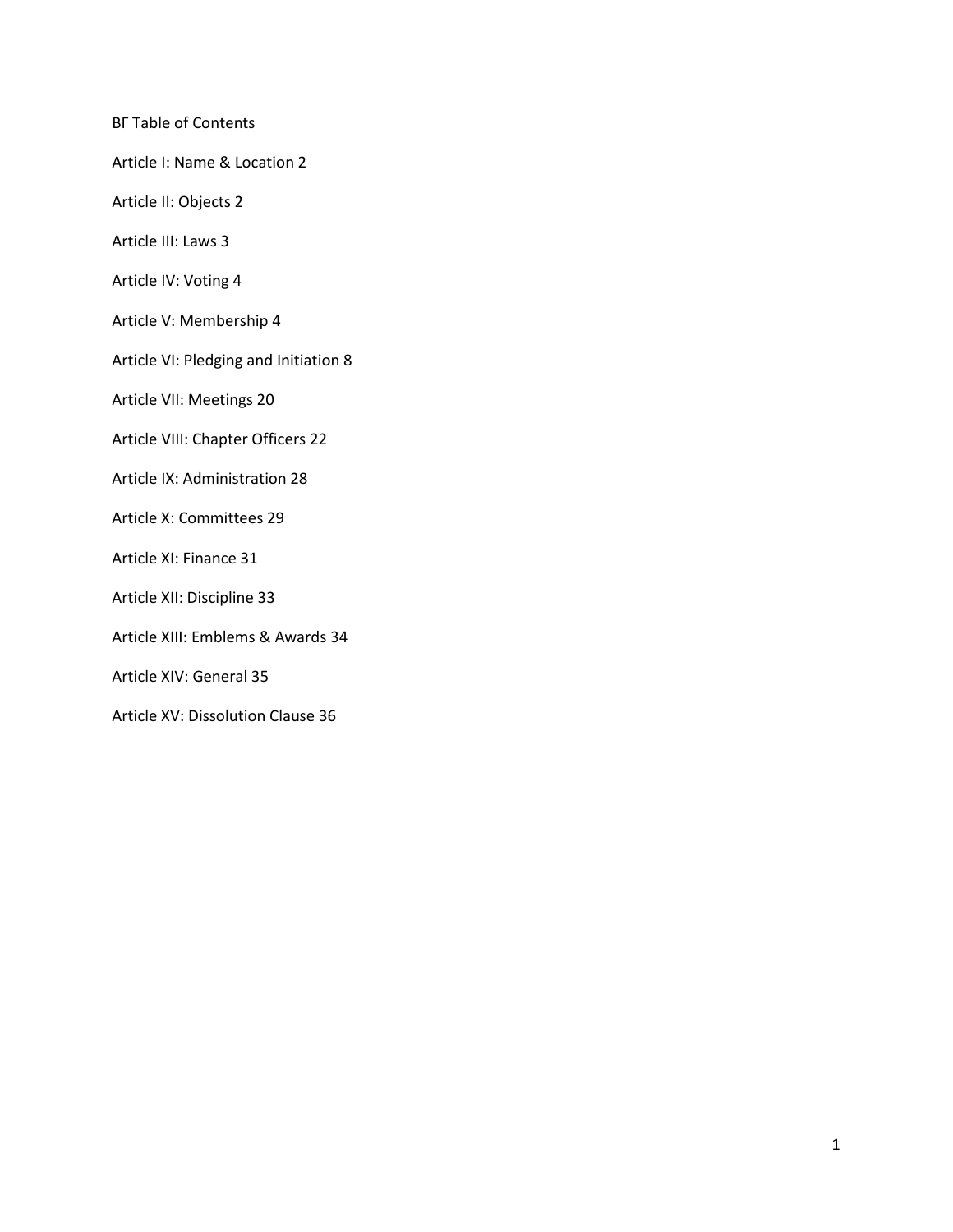# ΒΓ Table of Contents

Article I: Name & Location 2

Article II: Objects 2

Article III: Laws 3

Article IV: Voting 4

Article V: Membership 4

Article VI: Pledging and Initiation 8

Article VII: Meetings 20

Article VIII: Chapter Officers 22

Article IX: Administration 28

Article X: Committees 29

Article XI: Finance 31

Article XII: Discipline 33

Article XIII: Emblems & Awards 34

Article XIV: General 35

Article XV: Dissolution Clause 36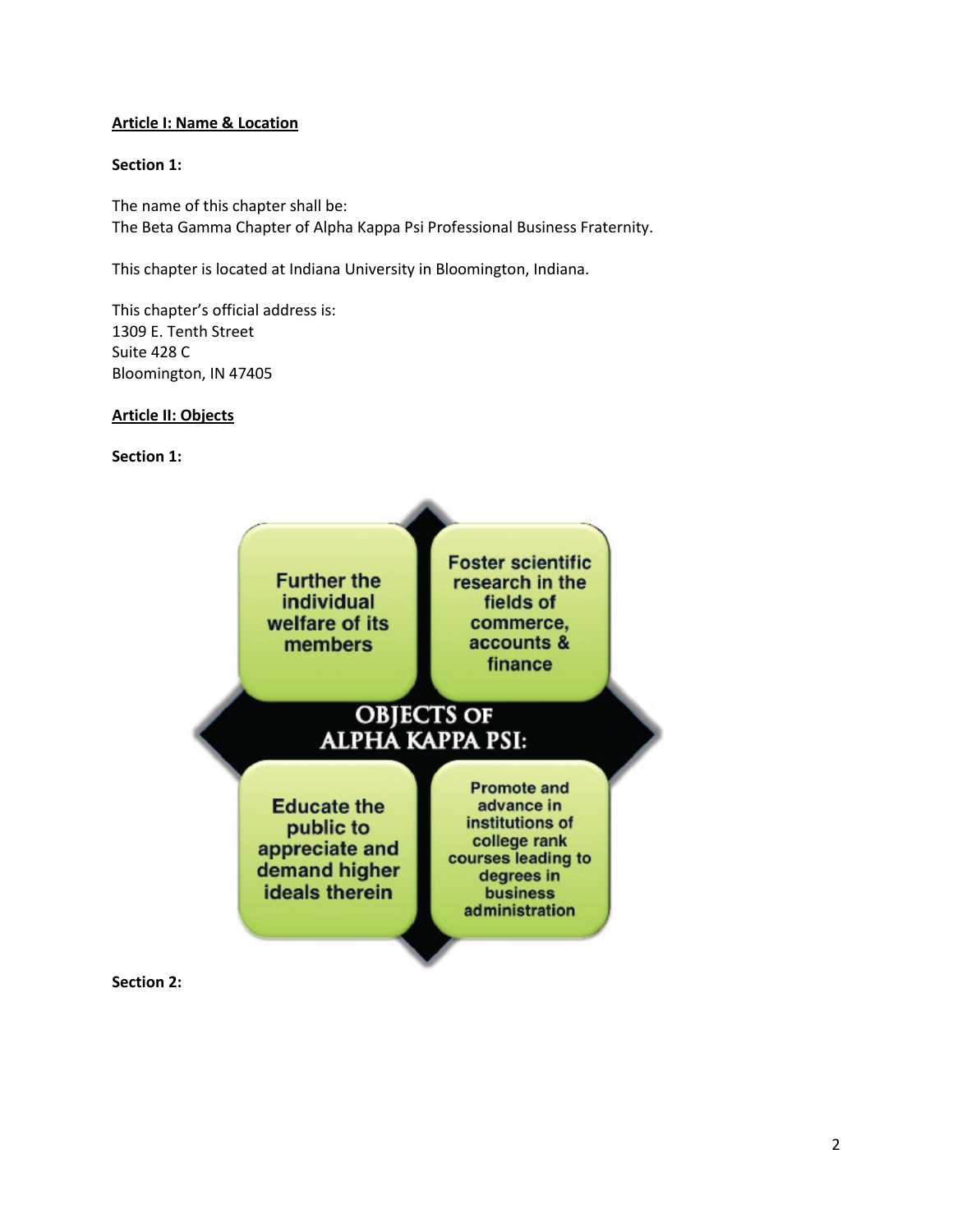**Article I: Name & Location**

**Section 1:**

The name of this chapter shall be:
The Beta Gamma Chapter of Alpha Kappa Psi Professional Business Fraternity.

This chapter is located at Indiana University in Bloomington, Indiana.

This chapter's official address is:
1309 E. Tenth Street
Suite 428 C
Bloomington, IN 47405

**Article II: Objects**

**Section 1:**

OBJECTS OF ALPHA KAPPA PSI:

- Further the individual welfare of its members
- Foster scientific research in the fields of commerce, accounts & finance
- Educate the public to appreciate and demand higher ideals therein
- Promote and advance in institutions of college rank courses leading to degrees in business administration

**Section 2:**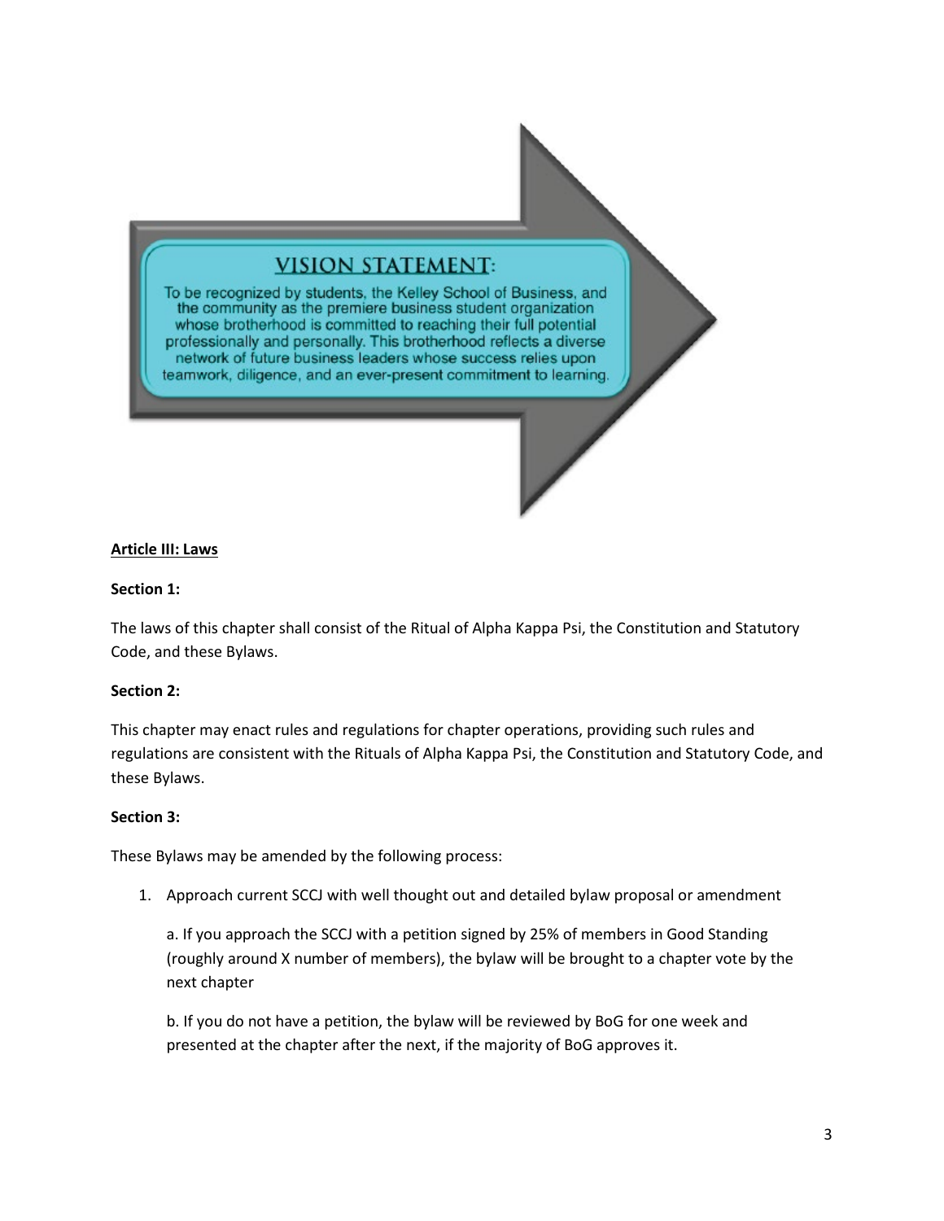**VISION STATEMENT:**

To be recognized by students, the Kelley School of Business, and the community as the premiere business student organization whose brotherhood is committed to reaching their full potential professionally and personally. This brotherhood reflects a diverse network of future business leaders whose success relies upon teamwork, diligence, and an ever-present commitment to learning.

**Article III: Laws**

**Section 1:**

The laws of this chapter shall consist of the Ritual of Alpha Kappa Psi, the Constitution and Statutory Code, and these Bylaws.

**Section 2:**

This chapter may enact rules and regulations for chapter operations, providing such rules and regulations are consistent with the Rituals of Alpha Kappa Psi, the Constitution and Statutory Code, and these Bylaws.

**Section 3:**

These Bylaws may be amended by the following process:

1. Approach current SCCJ with well thought out and detailed bylaw proposal or amendment

   a. If you approach the SCCJ with a petition signed by 25% of members in Good Standing (roughly around X number of members), the bylaw will be brought to a chapter vote by the next chapter

   b. If you do not have a petition, the bylaw will be reviewed by BoG for one week and presented at the chapter after the next, if the majority of BoG approves it.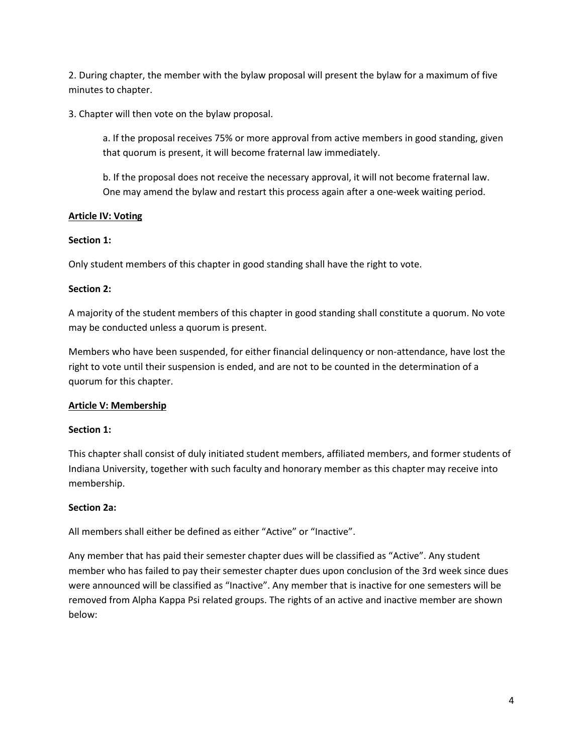2. During chapter, the member with the bylaw proposal will present the bylaw for a maximum of five minutes to chapter.

3. Chapter will then vote on the bylaw proposal.

> a. If the proposal receives 75% or more approval from active members in good standing, given that quorum is present, it will become fraternal law immediately.
>
> b. If the proposal does not receive the necessary approval, it will not become fraternal law. One may amend the bylaw and restart this process again after a one-week waiting period.

## Article IV: Voting

**Section 1:**

Only student members of this chapter in good standing shall have the right to vote.

**Section 2:**

A majority of the student members of this chapter in good standing shall constitute a quorum. No vote may be conducted unless a quorum is present.

Members who have been suspended, for either financial delinquency or non-attendance, have lost the right to vote until their suspension is ended, and are not to be counted in the determination of a quorum for this chapter.

## Article V: Membership

**Section 1:**

This chapter shall consist of duly initiated student members, affiliated members, and former students of Indiana University, together with such faculty and honorary member as this chapter may receive into membership.

**Section 2a:**

All members shall either be defined as either "Active" or "Inactive".

Any member that has paid their semester chapter dues will be classified as "Active". Any student member who has failed to pay their semester chapter dues upon conclusion of the 3rd week since dues were announced will be classified as "Inactive". Any member that is inactive for one semesters will be removed from Alpha Kappa Psi related groups. The rights of an active and inactive member are shown below: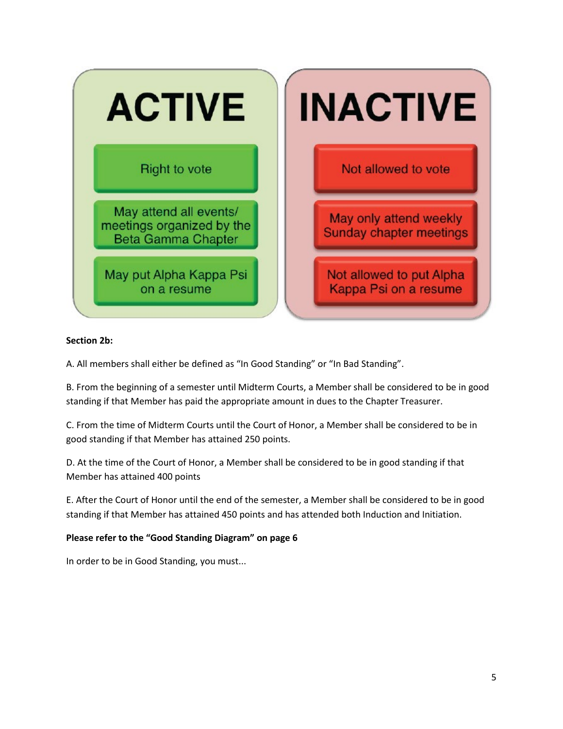| ACTIVE | INACTIVE |
| --- | --- |
| Right to vote | Not allowed to vote |
| May attend all events/ meetings organized by the Beta Gamma Chapter | May only attend weekly Sunday chapter meetings |
| May put Alpha Kappa Psi on a resume | Not allowed to put Alpha Kappa Psi on a resume |

**Section 2b:**

A. All members shall either be defined as "In Good Standing" or "In Bad Standing".

B. From the beginning of a semester until Midterm Courts, a Member shall be considered to be in good standing if that Member has paid the appropriate amount in dues to the Chapter Treasurer.

C. From the time of Midterm Courts until the Court of Honor, a Member shall be considered to be in good standing if that Member has attained 250 points.

D. At the time of the Court of Honor, a Member shall be considered to be in good standing if that Member has attained 400 points

E. After the Court of Honor until the end of the semester, a Member shall be considered to be in good standing if that Member has attained 450 points and has attended both Induction and Initiation.

**Please refer to the "Good Standing Diagram" on page 6**

In order to be in Good Standing, you must...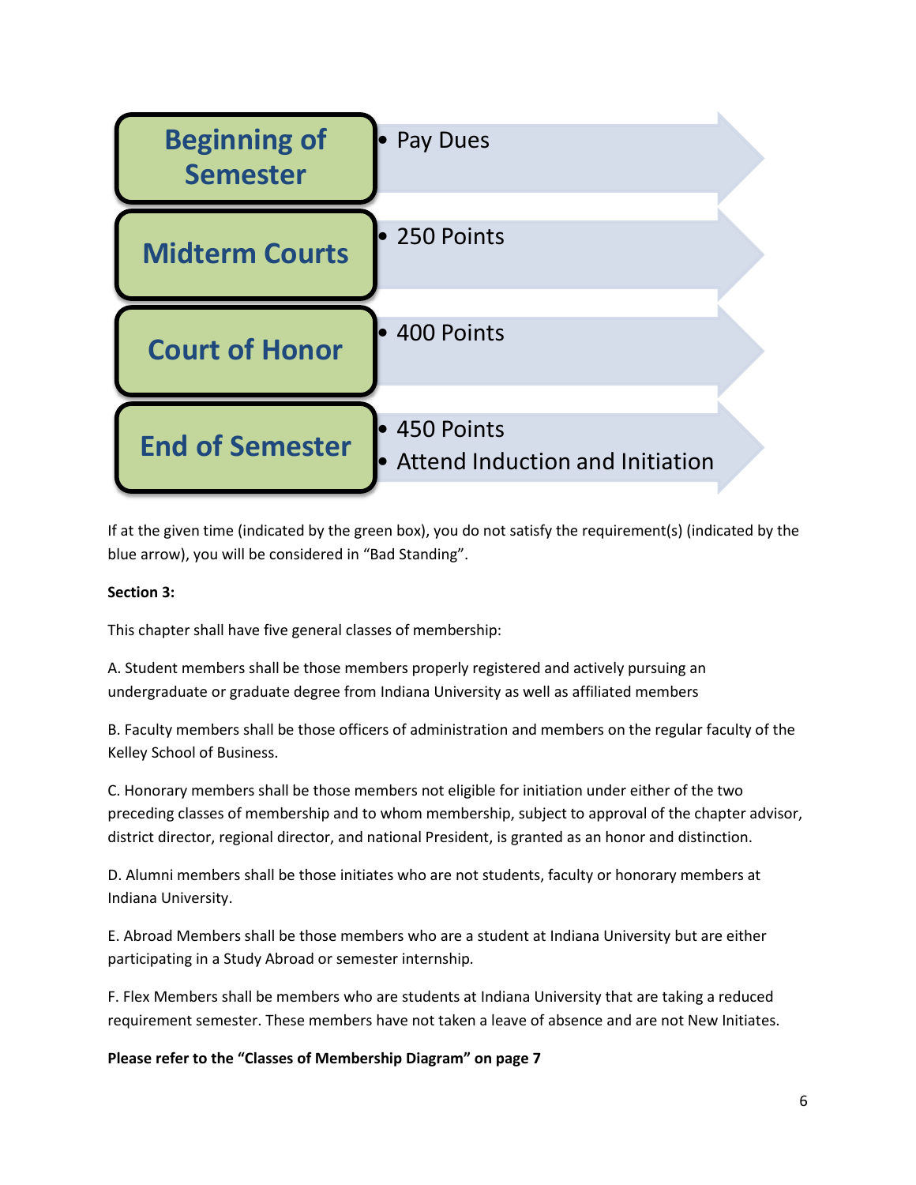| Time | Requirement(s) |
| --- | --- |
| Beginning of Semester | • Pay Dues |
| Midterm Courts | • 250 Points |
| Court of Honor | • 400 Points |
| End of Semester | • 450 Points<br>• Attend Induction and Initiation |

If at the given time (indicated by the green box), you do not satisfy the requirement(s) (indicated by the blue arrow), you will be considered in "Bad Standing".

**Section 3:**

This chapter shall have five general classes of membership:

A. Student members shall be those members properly registered and actively pursuing an undergraduate or graduate degree from Indiana University as well as affiliated members

B. Faculty members shall be those officers of administration and members on the regular faculty of the Kelley School of Business.

C. Honorary members shall be those members not eligible for initiation under either of the two preceding classes of membership and to whom membership, subject to approval of the chapter advisor, district director, regional director, and national President, is granted as an honor and distinction.

D. Alumni members shall be those initiates who are not students, faculty or honorary members at Indiana University.

E. Abroad Members shall be those members who are a student at Indiana University but are either participating in a Study Abroad or semester internship.

F. Flex Members shall be members who are students at Indiana University that are taking a reduced requirement semester. These members have not taken a leave of absence and are not New Initiates.

**Please refer to the "Classes of Membership Diagram" on page 7**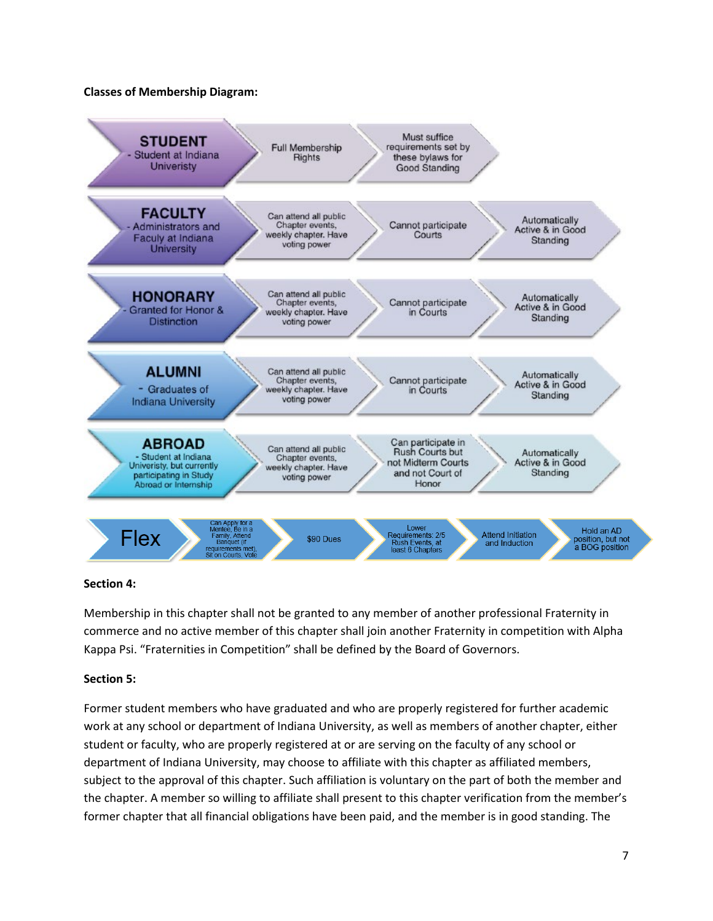**Classes of Membership Diagram:**

| Class | | | |
|---|---|---|---|
| **STUDENT** - Student at Indiana Univeristy | Full Membership Rights | Must suffice requirements set by these bylaws for Good Standing | |
| **FACULTY** - Administrators and Faculy at Indiana University | Can attend all public Chapter events, weekly chapter. Have voting power | Cannot participate Courts | Automatically Active & in Good Standing |
| **HONORARY** - Granted for Honor & Distinction | Can attend all public Chapter events, weekly chapter. Have voting power | Cannot participate in Courts | Automatically Active & in Good Standing |
| **ALUMNI** - Graduates of Indiana University | Can attend all public Chapter events, weekly chapter. Have voting power | Cannot participate in Courts | Automatically Active & in Good Standing |
| **ABROAD** - Student at Indiana University, but currently participating in Study Abroad or Internship | Can attend all public Chapter events, weekly chapter. Have voting power | Can participate in Rush Courts but not Midterm Courts and not Court of Honor | Automatically Active & in Good Standing |

| Flex | | | | |
|---|---|---|---|---|
| Can Apply for a Mentee, Be in a Family, Attend Banquet (if requirements met), Sit on Courts, Vote | $90 Dues | Lower Requirements: 2/5 Rush Events, at least 6 Chapters | Attend Initiation and Induction | Hold an AD position, but not a BOG position |

**Section 4:**

Membership in this chapter shall not be granted to any member of another professional Fraternity in commerce and no active member of this chapter shall join another Fraternity in competition with Alpha Kappa Psi. “Fraternities in Competition” shall be defined by the Board of Governors.

**Section 5:**

Former student members who have graduated and who are properly registered for further academic work at any school or department of Indiana University, as well as members of another chapter, either student or faculty, who are properly registered at or are serving on the faculty of any school or department of Indiana University, may choose to affiliate with this chapter as affiliated members, subject to the approval of this chapter. Such affiliation is voluntary on the part of both the member and the chapter. A member so willing to affiliate shall present to this chapter verification from the member’s former chapter that all financial obligations have been paid, and the member is in good standing. The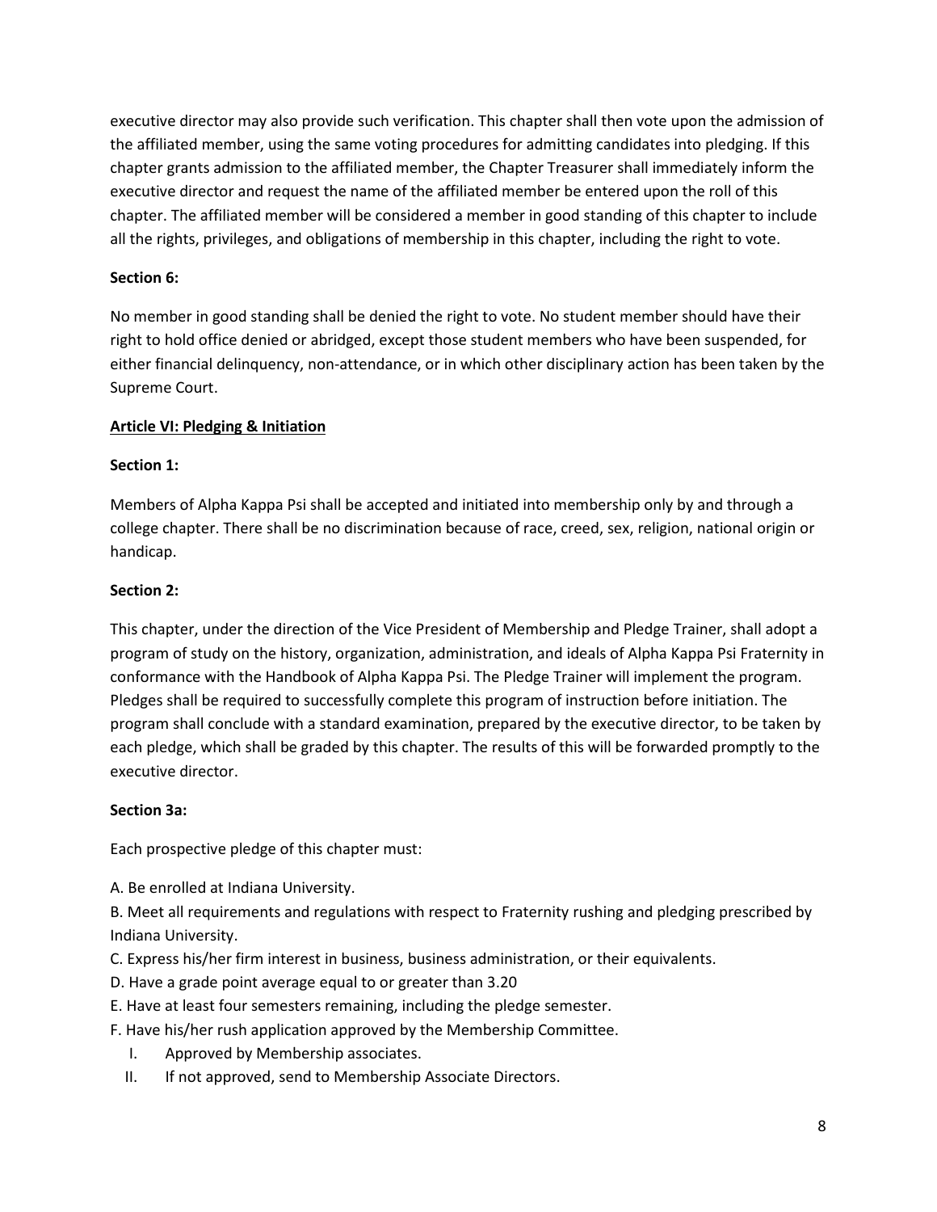executive director may also provide such verification. This chapter shall then vote upon the admission of the affiliated member, using the same voting procedures for admitting candidates into pledging. If this chapter grants admission to the affiliated member, the Chapter Treasurer shall immediately inform the executive director and request the name of the affiliated member be entered upon the roll of this chapter. The affiliated member will be considered a member in good standing of this chapter to include all the rights, privileges, and obligations of membership in this chapter, including the right to vote.

**Section 6:**

No member in good standing shall be denied the right to vote. No student member should have their right to hold office denied or abridged, except those student members who have been suspended, for either financial delinquency, non-attendance, or in which other disciplinary action has been taken by the Supreme Court.

## Article VI: Pledging & Initiation

**Section 1:**

Members of Alpha Kappa Psi shall be accepted and initiated into membership only by and through a college chapter. There shall be no discrimination because of race, creed, sex, religion, national origin or handicap.

**Section 2:**

This chapter, under the direction of the Vice President of Membership and Pledge Trainer, shall adopt a program of study on the history, organization, administration, and ideals of Alpha Kappa Psi Fraternity in conformance with the Handbook of Alpha Kappa Psi. The Pledge Trainer will implement the program. Pledges shall be required to successfully complete this program of instruction before initiation. The program shall conclude with a standard examination, prepared by the executive director, to be taken by each pledge, which shall be graded by this chapter. The results of this will be forwarded promptly to the executive director.

**Section 3a:**

Each prospective pledge of this chapter must:

A. Be enrolled at Indiana University.

B. Meet all requirements and regulations with respect to Fraternity rushing and pledging prescribed by Indiana University.

C. Express his/her firm interest in business, business administration, or their equivalents.

D. Have a grade point average equal to or greater than 3.20

E. Have at least four semesters remaining, including the pledge semester.

F. Have his/her rush application approved by the Membership Committee.

   I. Approved by Membership associates.

   II. If not approved, send to Membership Associate Directors.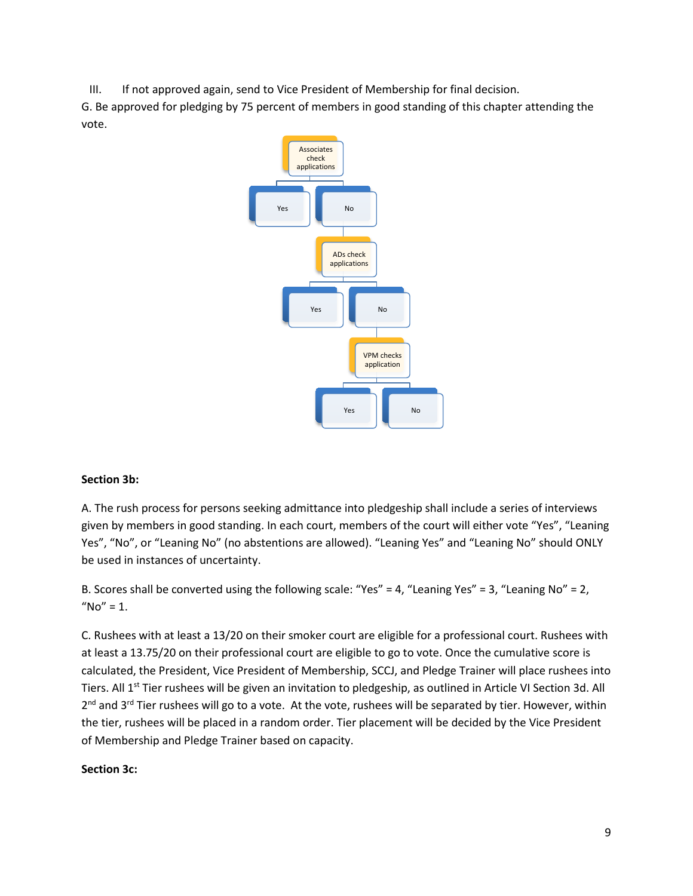III. If not approved again, send to Vice President of Membership for final decision.

G. Be approved for pledging by 75 percent of members in good standing of this chapter attending the vote.

- Associates check applications
  - Yes
  - No
    - ADs check applications
      - Yes
      - No
        - VPM checks application
          - Yes
          - No

**Section 3b:**

A. The rush process for persons seeking admittance into pledgeship shall include a series of interviews given by members in good standing. In each court, members of the court will either vote "Yes", "Leaning Yes", "No", or "Leaning No" (no abstentions are allowed). "Leaning Yes" and "Leaning No" should ONLY be used in instances of uncertainty.

B. Scores shall be converted using the following scale: "Yes" = 4, "Leaning Yes" = 3, "Leaning No" = 2, "No" = 1.

C. Rushees with at least a 13/20 on their smoker court are eligible for a professional court. Rushees with at least a 13.75/20 on their professional court are eligible to go to vote. Once the cumulative score is calculated, the President, Vice President of Membership, SCCJ, and Pledge Trainer will place rushees into Tiers. All 1st Tier rushees will be given an invitation to pledgeship, as outlined in Article VI Section 3d. All 2nd and 3rd Tier rushees will go to a vote. At the vote, rushees will be separated by tier. However, within the tier, rushees will be placed in a random order. Tier placement will be decided by the Vice President of Membership and Pledge Trainer based on capacity.

**Section 3c:**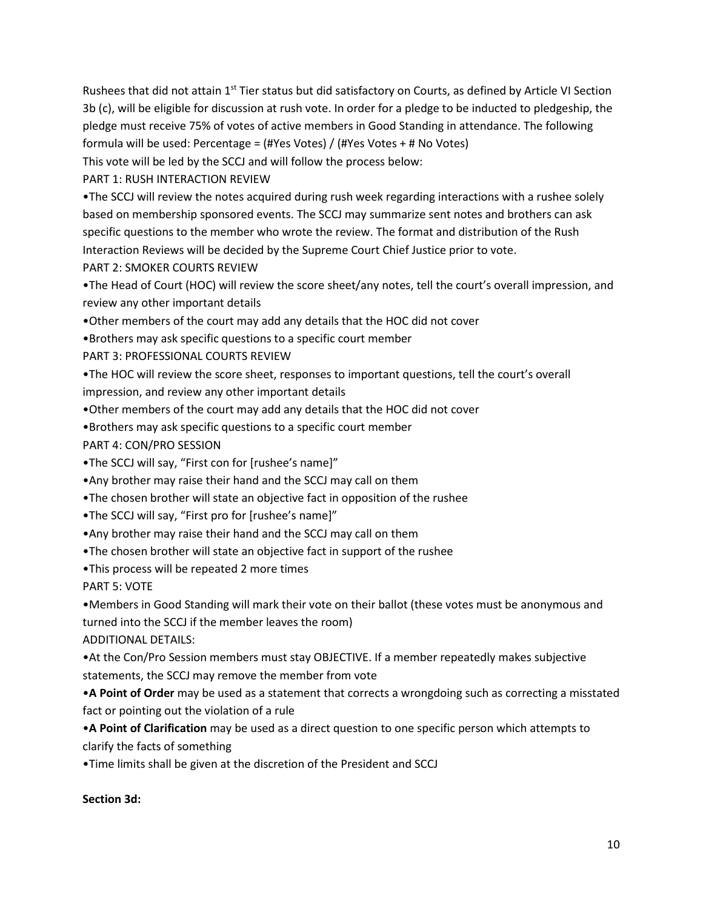Rushees that did not attain 1st Tier status but did satisfactory on Courts, as defined by Article VI Section 3b (c), will be eligible for discussion at rush vote. In order for a pledge to be inducted to pledgeship, the pledge must receive 75% of votes of active members in Good Standing in attendance. The following formula will be used: Percentage = (#Yes Votes) / (#Yes Votes + # No Votes)

This vote will be led by the SCCJ and will follow the process below:

PART 1: RUSH INTERACTION REVIEW

- The SCCJ will review the notes acquired during rush week regarding interactions with a rushee solely based on membership sponsored events. The SCCJ may summarize sent notes and brothers can ask specific questions to the member who wrote the review. The format and distribution of the Rush Interaction Reviews will be decided by the Supreme Court Chief Justice prior to vote.

PART 2: SMOKER COURTS REVIEW

- The Head of Court (HOC) will review the score sheet/any notes, tell the court's overall impression, and review any other important details
- Other members of the court may add any details that the HOC did not cover
- Brothers may ask specific questions to a specific court member

PART 3: PROFESSIONAL COURTS REVIEW

- The HOC will review the score sheet, responses to important questions, tell the court's overall impression, and review any other important details
- Other members of the court may add any details that the HOC did not cover
- Brothers may ask specific questions to a specific court member

PART 4: CON/PRO SESSION

- The SCCJ will say, "First con for [rushee's name]"
- Any brother may raise their hand and the SCCJ may call on them
- The chosen brother will state an objective fact in opposition of the rushee
- The SCCJ will say, "First pro for [rushee's name]"
- Any brother may raise their hand and the SCCJ may call on them
- The chosen brother will state an objective fact in support of the rushee
- This process will be repeated 2 more times

PART 5: VOTE

- Members in Good Standing will mark their vote on their ballot (these votes must be anonymous and turned into the SCCJ if the member leaves the room)

ADDITIONAL DETAILS:

- At the Con/Pro Session members must stay OBJECTIVE. If a member repeatedly makes subjective statements, the SCCJ may remove the member from vote
- **A Point of Order** may be used as a statement that corrects a wrongdoing such as correcting a misstated fact or pointing out the violation of a rule
- **A Point of Clarification** may be used as a direct question to one specific person which attempts to clarify the facts of something
- Time limits shall be given at the discretion of the President and SCCJ

**Section 3d:**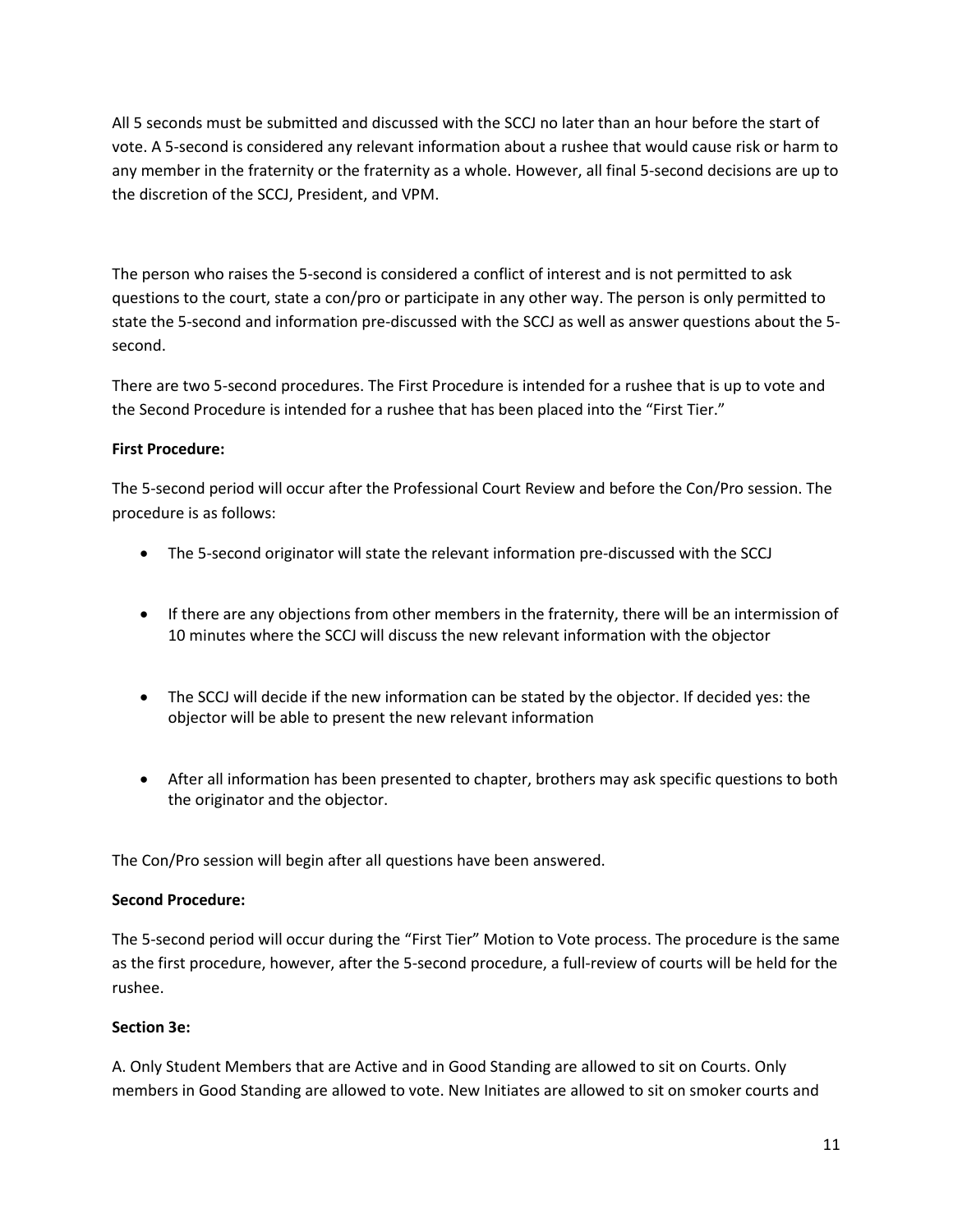All 5 seconds must be submitted and discussed with the SCCJ no later than an hour before the start of vote. A 5-second is considered any relevant information about a rushee that would cause risk or harm to any member in the fraternity or the fraternity as a whole. However, all final 5-second decisions are up to the discretion of the SCCJ, President, and VPM.

The person who raises the 5-second is considered a conflict of interest and is not permitted to ask questions to the court, state a con/pro or participate in any other way. The person is only permitted to state the 5-second and information pre-discussed with the SCCJ as well as answer questions about the 5-second.

There are two 5-second procedures. The First Procedure is intended for a rushee that is up to vote and the Second Procedure is intended for a rushee that has been placed into the "First Tier."

**First Procedure:**

The 5-second period will occur after the Professional Court Review and before the Con/Pro session. The procedure is as follows:

- The 5-second originator will state the relevant information pre-discussed with the SCCJ
- If there are any objections from other members in the fraternity, there will be an intermission of 10 minutes where the SCCJ will discuss the new relevant information with the objector
- The SCCJ will decide if the new information can be stated by the objector. If decided yes: the objector will be able to present the new relevant information
- After all information has been presented to chapter, brothers may ask specific questions to both the originator and the objector.

The Con/Pro session will begin after all questions have been answered.

**Second Procedure:**

The 5-second period will occur during the "First Tier" Motion to Vote process. The procedure is the same as the first procedure, however, after the 5-second procedure, a full-review of courts will be held for the rushee.

**Section 3e:**

A. Only Student Members that are Active and in Good Standing are allowed to sit on Courts. Only members in Good Standing are allowed to vote. New Initiates are allowed to sit on smoker courts and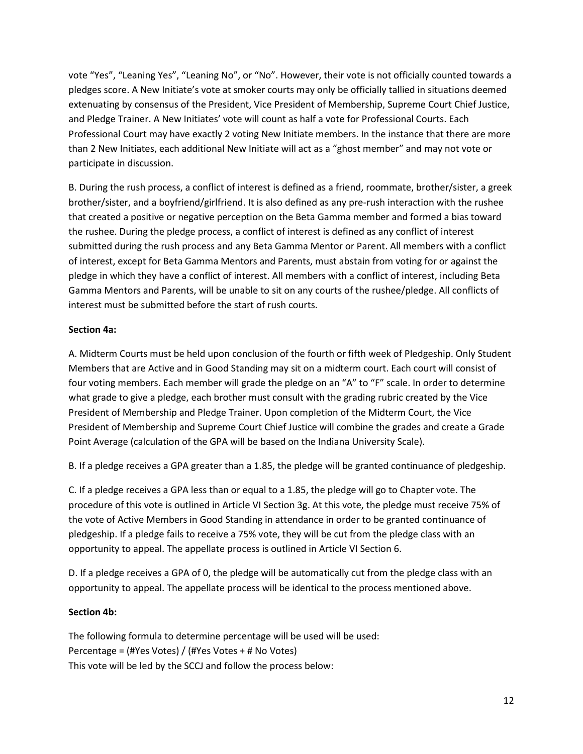vote "Yes", "Leaning Yes", "Leaning No", or "No". However, their vote is not officially counted towards a pledges score. A New Initiate's vote at smoker courts may only be officially tallied in situations deemed extenuating by consensus of the President, Vice President of Membership, Supreme Court Chief Justice, and Pledge Trainer. A New Initiates' vote will count as half a vote for Professional Courts. Each Professional Court may have exactly 2 voting New Initiate members. In the instance that there are more than 2 New Initiates, each additional New Initiate will act as a "ghost member" and may not vote or participate in discussion.

B. During the rush process, a conflict of interest is defined as a friend, roommate, brother/sister, a greek brother/sister, and a boyfriend/girlfriend. It is also defined as any pre-rush interaction with the rushee that created a positive or negative perception on the Beta Gamma member and formed a bias toward the rushee. During the pledge process, a conflict of interest is defined as any conflict of interest submitted during the rush process and any Beta Gamma Mentor or Parent. All members with a conflict of interest, except for Beta Gamma Mentors and Parents, must abstain from voting for or against the pledge in which they have a conflict of interest. All members with a conflict of interest, including Beta Gamma Mentors and Parents, will be unable to sit on any courts of the rushee/pledge. All conflicts of interest must be submitted before the start of rush courts.

**Section 4a:**

A. Midterm Courts must be held upon conclusion of the fourth or fifth week of Pledgeship. Only Student Members that are Active and in Good Standing may sit on a midterm court. Each court will consist of four voting members. Each member will grade the pledge on an "A" to "F" scale. In order to determine what grade to give a pledge, each brother must consult with the grading rubric created by the Vice President of Membership and Pledge Trainer. Upon completion of the Midterm Court, the Vice President of Membership and Supreme Court Chief Justice will combine the grades and create a Grade Point Average (calculation of the GPA will be based on the Indiana University Scale).

B. If a pledge receives a GPA greater than a 1.85, the pledge will be granted continuance of pledgeship.

C. If a pledge receives a GPA less than or equal to a 1.85, the pledge will go to Chapter vote. The procedure of this vote is outlined in Article VI Section 3g. At this vote, the pledge must receive 75% of the vote of Active Members in Good Standing in attendance in order to be granted continuance of pledgeship. If a pledge fails to receive a 75% vote, they will be cut from the pledge class with an opportunity to appeal. The appellate process is outlined in Article VI Section 6.

D. If a pledge receives a GPA of 0, the pledge will be automatically cut from the pledge class with an opportunity to appeal. The appellate process will be identical to the process mentioned above.

**Section 4b:**

The following formula to determine percentage will be used will be used:
Percentage = (#Yes Votes) / (#Yes Votes + # No Votes)
This vote will be led by the SCCJ and follow the process below: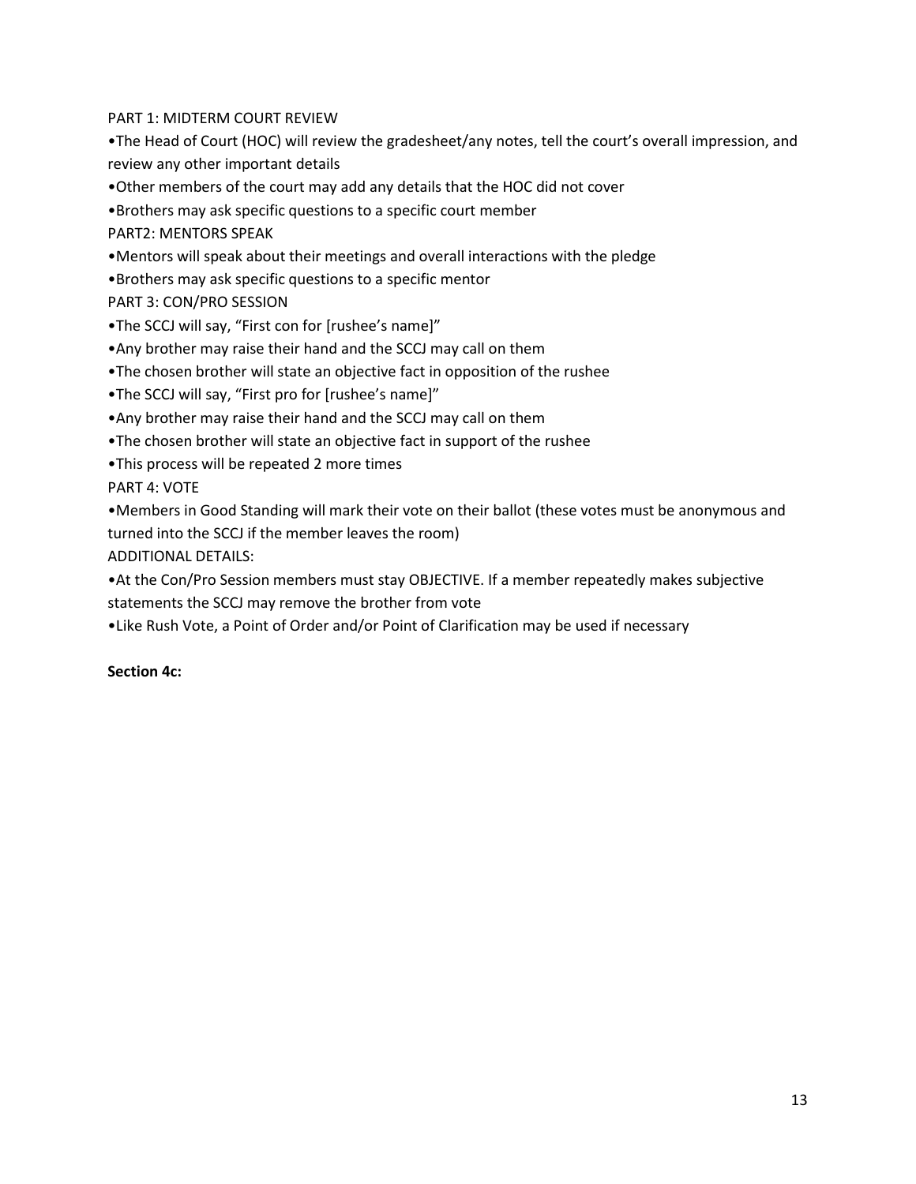PART 1: MIDTERM COURT REVIEW

- The Head of Court (HOC) will review the gradesheet/any notes, tell the court's overall impression, and review any other important details
- Other members of the court may add any details that the HOC did not cover
- Brothers may ask specific questions to a specific court member

PART2: MENTORS SPEAK

- Mentors will speak about their meetings and overall interactions with the pledge
- Brothers may ask specific questions to a specific mentor

PART 3: CON/PRO SESSION

- The SCCJ will say, "First con for [rushee's name]"
- Any brother may raise their hand and the SCCJ may call on them
- The chosen brother will state an objective fact in opposition of the rushee
- The SCCJ will say, "First pro for [rushee's name]"
- Any brother may raise their hand and the SCCJ may call on them
- The chosen brother will state an objective fact in support of the rushee
- This process will be repeated 2 more times

PART 4: VOTE

- Members in Good Standing will mark their vote on their ballot (these votes must be anonymous and turned into the SCCJ if the member leaves the room)

ADDITIONAL DETAILS:

- At the Con/Pro Session members must stay OBJECTIVE. If a member repeatedly makes subjective statements the SCCJ may remove the brother from vote
- Like Rush Vote, a Point of Order and/or Point of Clarification may be used if necessary

**Section 4c:**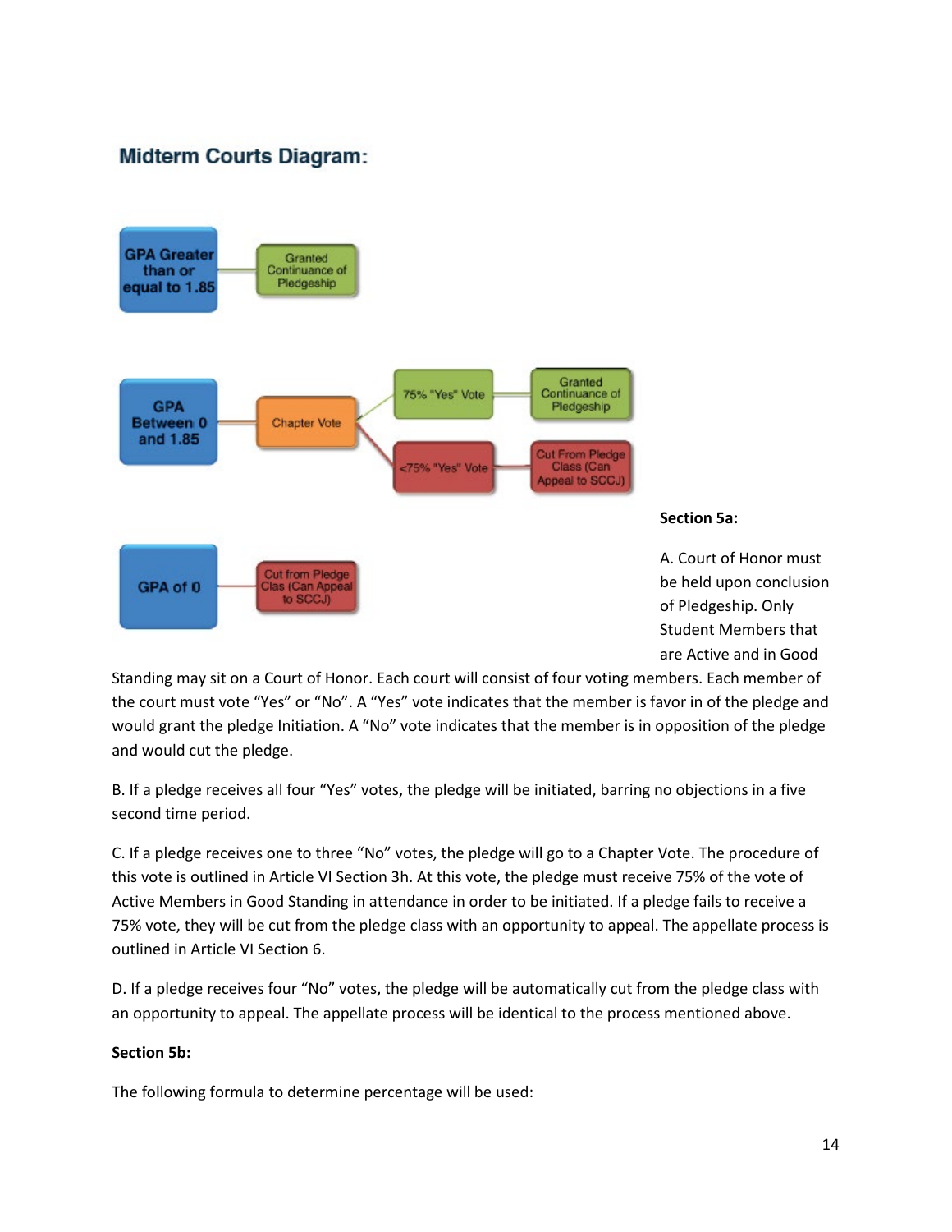## Midterm Courts Diagram:

GPA Greater than or equal to 1.85 → Granted Continuance of Pledgeship

GPA Between 0 and 1.85 → Chapter Vote → 75% "Yes" Vote → Granted Continuance of Pledgeship

GPA Between 0 and 1.85 → Chapter Vote → <75% "Yes" Vote → Cut From Pledge Class (Can Appeal to SCCJ)

GPA of 0 → Cut from Pledge Clas (Can Appeal to SCCJ)

**Section 5a:**

A. Court of Honor must be held upon conclusion of Pledgeship. Only Student Members that are Active and in Good Standing may sit on a Court of Honor. Each court will consist of four voting members. Each member of the court must vote "Yes" or "No". A "Yes" vote indicates that the member is favor in of the pledge and would grant the pledge Initiation. A "No" vote indicates that the member is in opposition of the pledge and would cut the pledge.

B. If a pledge receives all four "Yes" votes, the pledge will be initiated, barring no objections in a five second time period.

C. If a pledge receives one to three "No" votes, the pledge will go to a Chapter Vote. The procedure of this vote is outlined in Article VI Section 3h. At this vote, the pledge must receive 75% of the vote of Active Members in Good Standing in attendance in order to be initiated. If a pledge fails to receive a 75% vote, they will be cut from the pledge class with an opportunity to appeal. The appellate process is outlined in Article VI Section 6.

D. If a pledge receives four "No" votes, the pledge will be automatically cut from the pledge class with an opportunity to appeal. The appellate process will be identical to the process mentioned above.

**Section 5b:**

The following formula to determine percentage will be used: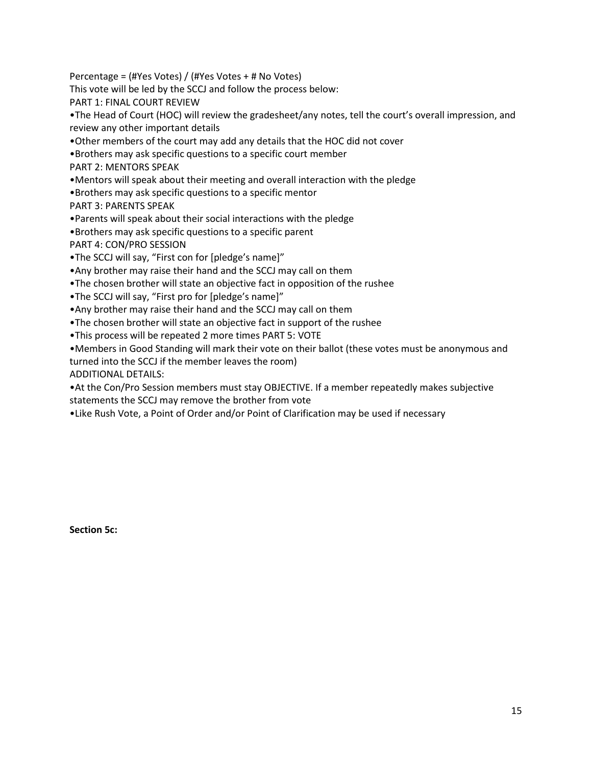Percentage = (#Yes Votes) / (#Yes Votes + # No Votes)

This vote will be led by the SCCJ and follow the process below:

PART 1: FINAL COURT REVIEW

- The Head of Court (HOC) will review the gradesheet/any notes, tell the court's overall impression, and review any other important details
- Other members of the court may add any details that the HOC did not cover
- Brothers may ask specific questions to a specific court member

PART 2: MENTORS SPEAK

- Mentors will speak about their meeting and overall interaction with the pledge
- Brothers may ask specific questions to a specific mentor

PART 3: PARENTS SPEAK

- Parents will speak about their social interactions with the pledge
- Brothers may ask specific questions to a specific parent

PART 4: CON/PRO SESSION

- The SCCJ will say, "First con for [pledge's name]"
- Any brother may raise their hand and the SCCJ may call on them
- The chosen brother will state an objective fact in opposition of the rushee
- The SCCJ will say, "First pro for [pledge's name]"
- Any brother may raise their hand and the SCCJ may call on them
- The chosen brother will state an objective fact in support of the rushee
- This process will be repeated 2 more times PART 5: VOTE
- Members in Good Standing will mark their vote on their ballot (these votes must be anonymous and turned into the SCCJ if the member leaves the room)

ADDITIONAL DETAILS:

- At the Con/Pro Session members must stay OBJECTIVE. If a member repeatedly makes subjective statements the SCCJ may remove the brother from vote
- Like Rush Vote, a Point of Order and/or Point of Clarification may be used if necessary

**Section 5c:**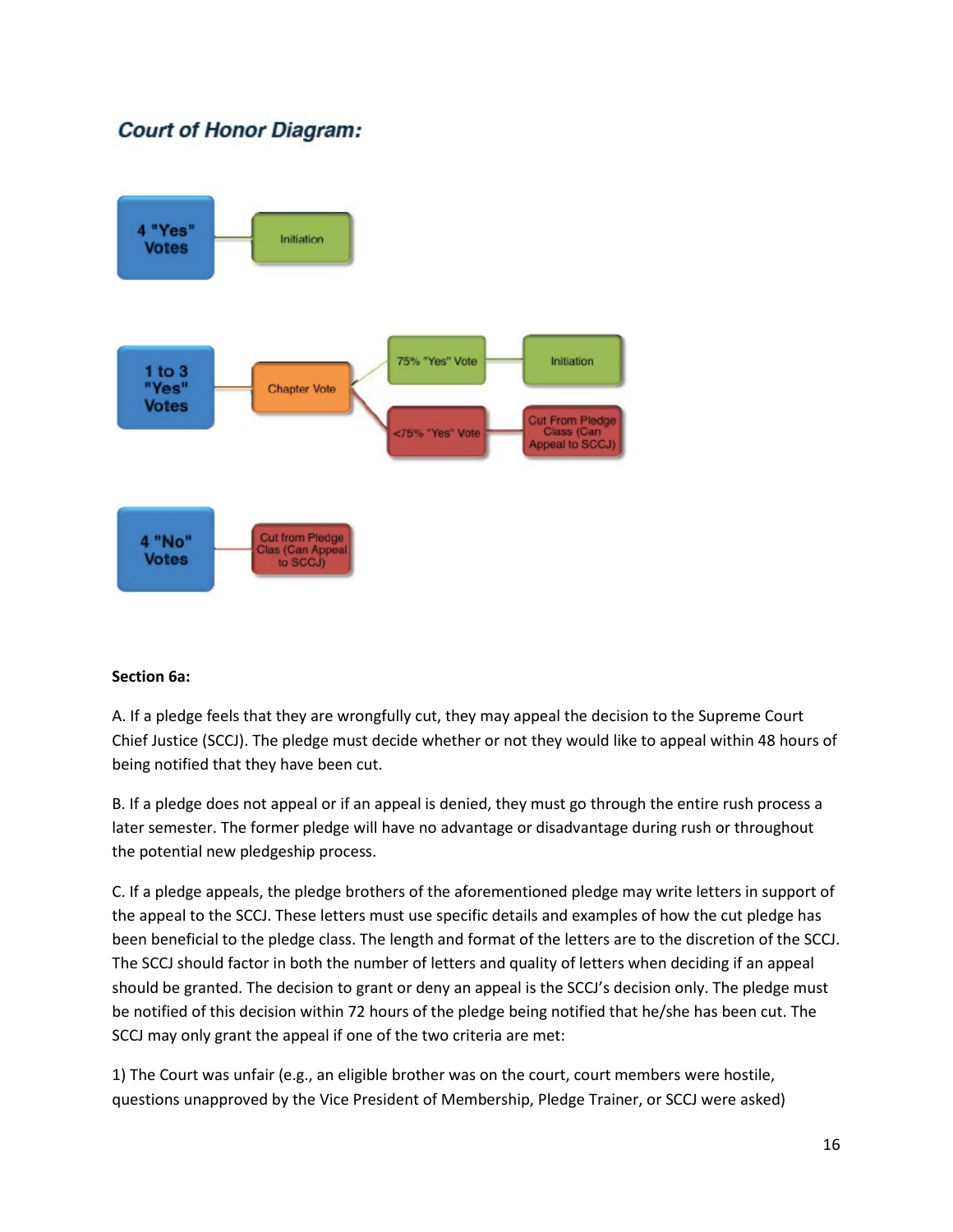## Court of Honor Diagram:

4 "Yes" Votes → Initiation

1 to 3 "Yes" Votes → Chapter Vote → 75% "Yes" Vote → Initiation

1 to 3 "Yes" Votes → Chapter Vote → <75% "Yes" Vote → Cut From Pledge Class (Can Appeal to SCCJ)

4 "No" Votes → Cut from Pledge Clas (Can Appeal to SCCJ)

**Section 6a:**

A. If a pledge feels that they are wrongfully cut, they may appeal the decision to the Supreme Court Chief Justice (SCCJ). The pledge must decide whether or not they would like to appeal within 48 hours of being notified that they have been cut.

B. If a pledge does not appeal or if an appeal is denied, they must go through the entire rush process a later semester. The former pledge will have no advantage or disadvantage during rush or throughout the potential new pledgeship process.

C. If a pledge appeals, the pledge brothers of the aforementioned pledge may write letters in support of the appeal to the SCCJ. These letters must use specific details and examples of how the cut pledge has been beneficial to the pledge class. The length and format of the letters are to the discretion of the SCCJ. The SCCJ should factor in both the number of letters and quality of letters when deciding if an appeal should be granted. The decision to grant or deny an appeal is the SCCJ's decision only. The pledge must be notified of this decision within 72 hours of the pledge being notified that he/she has been cut. The SCCJ may only grant the appeal if one of the two criteria are met:

1) The Court was unfair (e.g., an eligible brother was on the court, court members were hostile, questions unapproved by the Vice President of Membership, Pledge Trainer, or SCCJ were asked)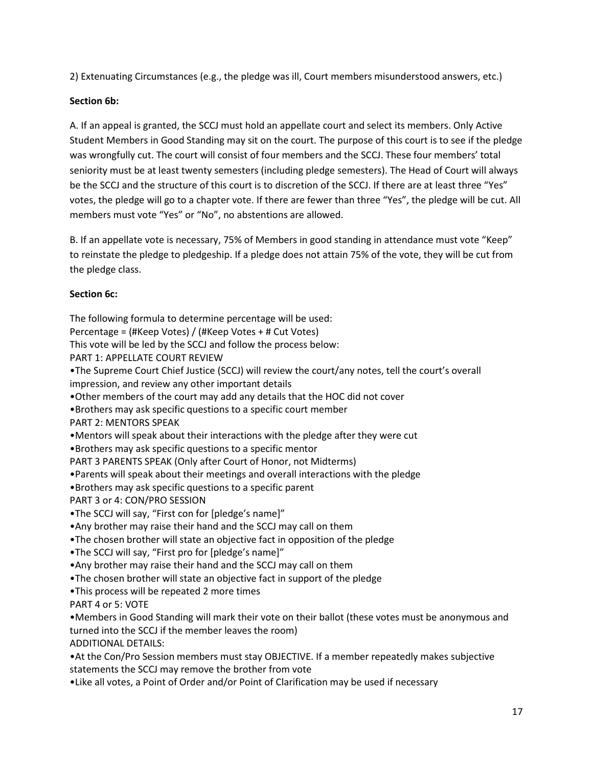2) Extenuating Circumstances (e.g., the pledge was ill, Court members misunderstood answers, etc.)

**Section 6b:**

A. If an appeal is granted, the SCCJ must hold an appellate court and select its members. Only Active Student Members in Good Standing may sit on the court. The purpose of this court is to see if the pledge was wrongfully cut. The court will consist of four members and the SCCJ. These four members' total seniority must be at least twenty semesters (including pledge semesters). The Head of Court will always be the SCCJ and the structure of this court is to discretion of the SCCJ. If there are at least three "Yes" votes, the pledge will go to a chapter vote. If there are fewer than three "Yes", the pledge will be cut. All members must vote "Yes" or "No", no abstentions are allowed.

B. If an appellate vote is necessary, 75% of Members in good standing in attendance must vote "Keep" to reinstate the pledge to pledgeship. If a pledge does not attain 75% of the vote, they will be cut from the pledge class.

**Section 6c:**

The following formula to determine percentage will be used:
Percentage = (#Keep Votes) / (#Keep Votes + # Cut Votes)
This vote will be led by the SCCJ and follow the process below:
PART 1: APPELLATE COURT REVIEW
•The Supreme Court Chief Justice (SCCJ) will review the court/any notes, tell the court's overall impression, and review any other important details
•Other members of the court may add any details that the HOC did not cover
•Brothers may ask specific questions to a specific court member
PART 2: MENTORS SPEAK
•Mentors will speak about their interactions with the pledge after they were cut
•Brothers may ask specific questions to a specific mentor
PART 3 PARENTS SPEAK (Only after Court of Honor, not Midterms)
•Parents will speak about their meetings and overall interactions with the pledge
•Brothers may ask specific questions to a specific parent
PART 3 or 4: CON/PRO SESSION
•The SCCJ will say, "First con for [pledge's name]"
•Any brother may raise their hand and the SCCJ may call on them
•The chosen brother will state an objective fact in opposition of the pledge
•The SCCJ will say, "First pro for [pledge's name]"
•Any brother may raise their hand and the SCCJ may call on them
•The chosen brother will state an objective fact in support of the pledge
•This process will be repeated 2 more times
PART 4 or 5: VOTE
•Members in Good Standing will mark their vote on their ballot (these votes must be anonymous and turned into the SCCJ if the member leaves the room)
ADDITIONAL DETAILS:
•At the Con/Pro Session members must stay OBJECTIVE. If a member repeatedly makes subjective statements the SCCJ may remove the brother from vote
•Like all votes, a Point of Order and/or Point of Clarification may be used if necessary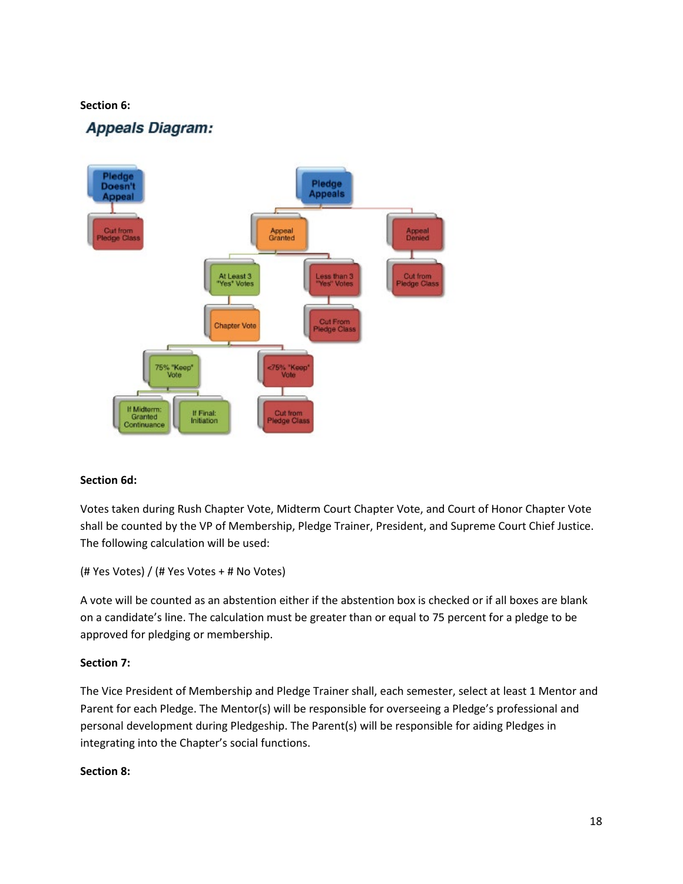**Section 6:**

## Appeals Diagram:

- Pledge Doesn't Appeal
  - Cut from Pledge Class
- Pledge Appeals
  - Appeal Granted
    - At Least 3 "Yes" Votes
      - Chapter Vote
        - 75% "Keep" Vote
          - If Midterm: Granted Continuance
          - If Final: Initiation
        - <75% "Keep" Vote
          - Cut from Pledge Class
    - Less than 3 "Yes" Votes
      - Cut From Pledge Class
  - Appeal Denied
    - Cut from Pledge Class

**Section 6d:**

Votes taken during Rush Chapter Vote, Midterm Court Chapter Vote, and Court of Honor Chapter Vote shall be counted by the VP of Membership, Pledge Trainer, President, and Supreme Court Chief Justice. The following calculation will be used:

(# Yes Votes) / (# Yes Votes + # No Votes)

A vote will be counted as an abstention either if the abstention box is checked or if all boxes are blank on a candidate's line. The calculation must be greater than or equal to 75 percent for a pledge to be approved for pledging or membership.

**Section 7:**

The Vice President of Membership and Pledge Trainer shall, each semester, select at least 1 Mentor and Parent for each Pledge. The Mentor(s) will be responsible for overseeing a Pledge's professional and personal development during Pledgeship. The Parent(s) will be responsible for aiding Pledges in integrating into the Chapter's social functions.

**Section 8:**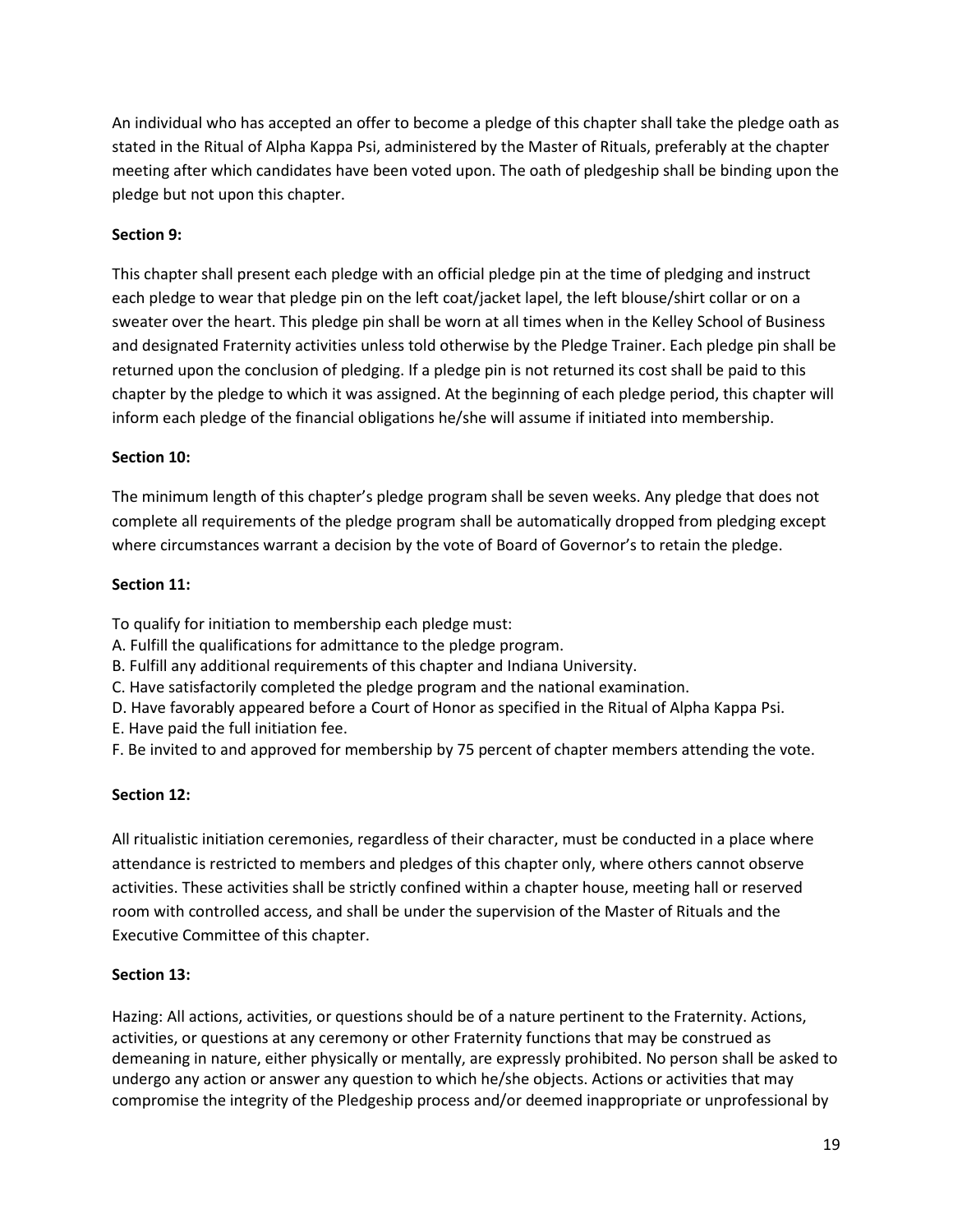An individual who has accepted an offer to become a pledge of this chapter shall take the pledge oath as stated in the Ritual of Alpha Kappa Psi, administered by the Master of Rituals, preferably at the chapter meeting after which candidates have been voted upon. The oath of pledgeship shall be binding upon the pledge but not upon this chapter.

**Section 9:**

This chapter shall present each pledge with an official pledge pin at the time of pledging and instruct each pledge to wear that pledge pin on the left coat/jacket lapel, the left blouse/shirt collar or on a sweater over the heart. This pledge pin shall be worn at all times when in the Kelley School of Business and designated Fraternity activities unless told otherwise by the Pledge Trainer. Each pledge pin shall be returned upon the conclusion of pledging. If a pledge pin is not returned its cost shall be paid to this chapter by the pledge to which it was assigned. At the beginning of each pledge period, this chapter will inform each pledge of the financial obligations he/she will assume if initiated into membership.

**Section 10:**

The minimum length of this chapter's pledge program shall be seven weeks. Any pledge that does not complete all requirements of the pledge program shall be automatically dropped from pledging except where circumstances warrant a decision by the vote of Board of Governor's to retain the pledge.

**Section 11:**

To qualify for initiation to membership each pledge must:

A. Fulfill the qualifications for admittance to the pledge program.
B. Fulfill any additional requirements of this chapter and Indiana University.
C. Have satisfactorily completed the pledge program and the national examination.
D. Have favorably appeared before a Court of Honor as specified in the Ritual of Alpha Kappa Psi.
E. Have paid the full initiation fee.
F. Be invited to and approved for membership by 75 percent of chapter members attending the vote.

**Section 12:**

All ritualistic initiation ceremonies, regardless of their character, must be conducted in a place where attendance is restricted to members and pledges of this chapter only, where others cannot observe activities. These activities shall be strictly confined within a chapter house, meeting hall or reserved room with controlled access, and shall be under the supervision of the Master of Rituals and the Executive Committee of this chapter.

**Section 13:**

Hazing: All actions, activities, or questions should be of a nature pertinent to the Fraternity. Actions, activities, or questions at any ceremony or other Fraternity functions that may be construed as demeaning in nature, either physically or mentally, are expressly prohibited. No person shall be asked to undergo any action or answer any question to which he/she objects. Actions or activities that may compromise the integrity of the Pledgeship process and/or deemed inappropriate or unprofessional by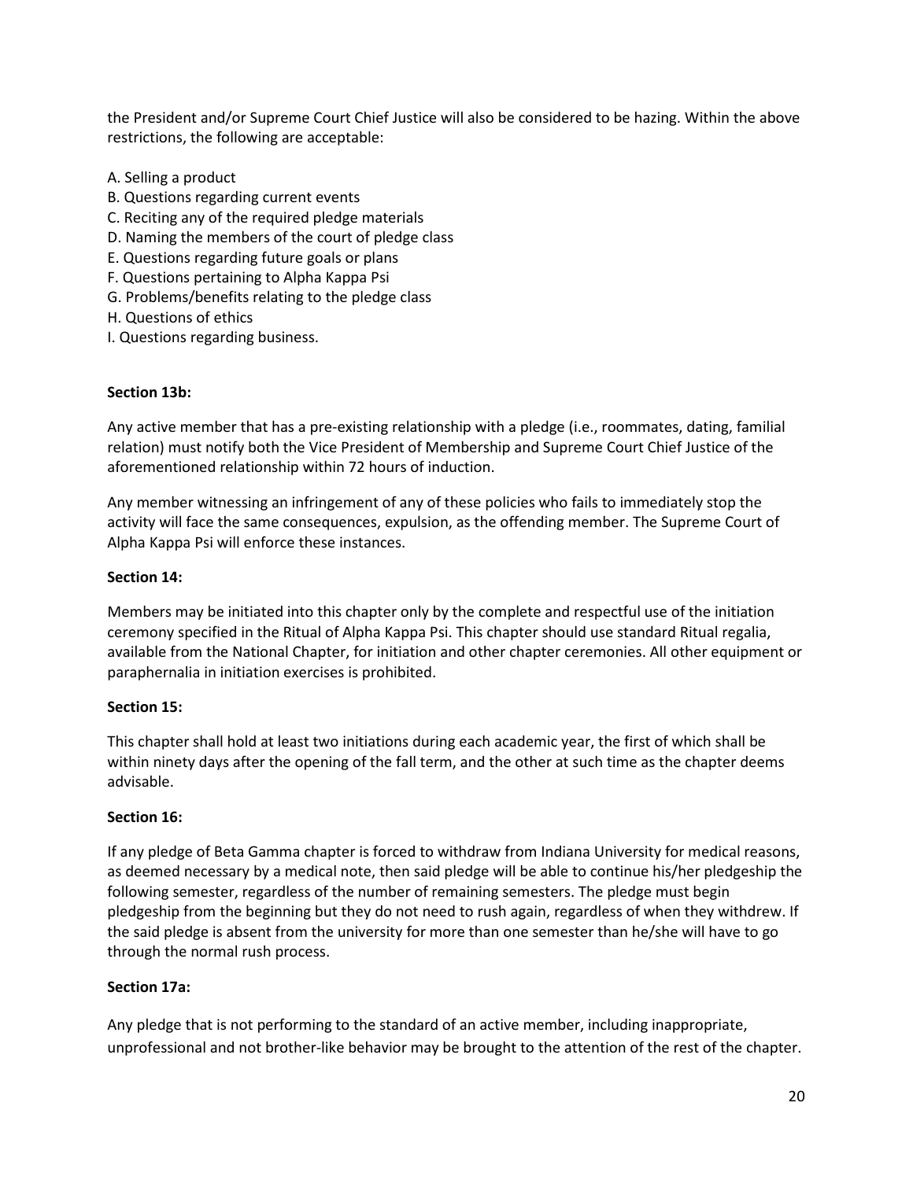the President and/or Supreme Court Chief Justice will also be considered to be hazing. Within the above restrictions, the following are acceptable:

A. Selling a product
B. Questions regarding current events
C. Reciting any of the required pledge materials
D. Naming the members of the court of pledge class
E. Questions regarding future goals or plans
F. Questions pertaining to Alpha Kappa Psi
G. Problems/benefits relating to the pledge class
H. Questions of ethics
I. Questions regarding business.

**Section 13b:**

Any active member that has a pre-existing relationship with a pledge (i.e., roommates, dating, familial relation) must notify both the Vice President of Membership and Supreme Court Chief Justice of the aforementioned relationship within 72 hours of induction.

Any member witnessing an infringement of any of these policies who fails to immediately stop the activity will face the same consequences, expulsion, as the offending member. The Supreme Court of Alpha Kappa Psi will enforce these instances.

**Section 14:**

Members may be initiated into this chapter only by the complete and respectful use of the initiation ceremony specified in the Ritual of Alpha Kappa Psi. This chapter should use standard Ritual regalia, available from the National Chapter, for initiation and other chapter ceremonies. All other equipment or paraphernalia in initiation exercises is prohibited.

**Section 15:**

This chapter shall hold at least two initiations during each academic year, the first of which shall be within ninety days after the opening of the fall term, and the other at such time as the chapter deems advisable.

**Section 16:**

If any pledge of Beta Gamma chapter is forced to withdraw from Indiana University for medical reasons, as deemed necessary by a medical note, then said pledge will be able to continue his/her pledgeship the following semester, regardless of the number of remaining semesters. The pledge must begin pledgeship from the beginning but they do not need to rush again, regardless of when they withdrew. If the said pledge is absent from the university for more than one semester than he/she will have to go through the normal rush process.

**Section 17a:**

Any pledge that is not performing to the standard of an active member, including inappropriate, unprofessional and not brother-like behavior may be brought to the attention of the rest of the chapter.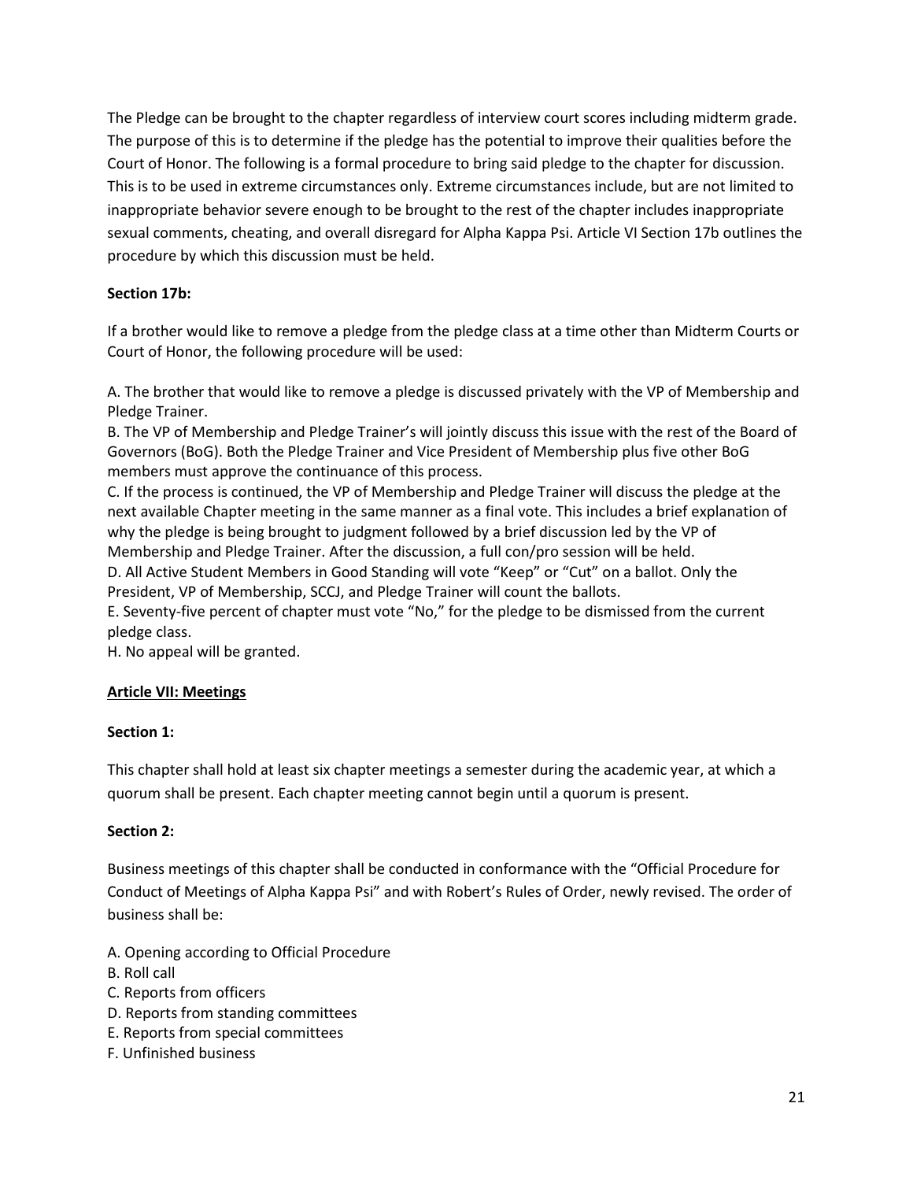The Pledge can be brought to the chapter regardless of interview court scores including midterm grade. The purpose of this is to determine if the pledge has the potential to improve their qualities before the Court of Honor. The following is a formal procedure to bring said pledge to the chapter for discussion. This is to be used in extreme circumstances only. Extreme circumstances include, but are not limited to inappropriate behavior severe enough to be brought to the rest of the chapter includes inappropriate sexual comments, cheating, and overall disregard for Alpha Kappa Psi. Article VI Section 17b outlines the procedure by which this discussion must be held.

**Section 17b:**

If a brother would like to remove a pledge from the pledge class at a time other than Midterm Courts or Court of Honor, the following procedure will be used:

A. The brother that would like to remove a pledge is discussed privately with the VP of Membership and Pledge Trainer.
B. The VP of Membership and Pledge Trainer's will jointly discuss this issue with the rest of the Board of Governors (BoG). Both the Pledge Trainer and Vice President of Membership plus five other BoG members must approve the continuance of this process.
C. If the process is continued, the VP of Membership and Pledge Trainer will discuss the pledge at the next available Chapter meeting in the same manner as a final vote. This includes a brief explanation of why the pledge is being brought to judgment followed by a brief discussion led by the VP of Membership and Pledge Trainer. After the discussion, a full con/pro session will be held.
D. All Active Student Members in Good Standing will vote "Keep" or "Cut" on a ballot. Only the President, VP of Membership, SCCJ, and Pledge Trainer will count the ballots.
E. Seventy-five percent of chapter must vote "No," for the pledge to be dismissed from the current pledge class.
H. No appeal will be granted.

## Article VII: Meetings

**Section 1:**

This chapter shall hold at least six chapter meetings a semester during the academic year, at which a quorum shall be present. Each chapter meeting cannot begin until a quorum is present.

**Section 2:**

Business meetings of this chapter shall be conducted in conformance with the "Official Procedure for Conduct of Meetings of Alpha Kappa Psi" and with Robert's Rules of Order, newly revised. The order of business shall be:

A. Opening according to Official Procedure
B. Roll call
C. Reports from officers
D. Reports from standing committees
E. Reports from special committees
F. Unfinished business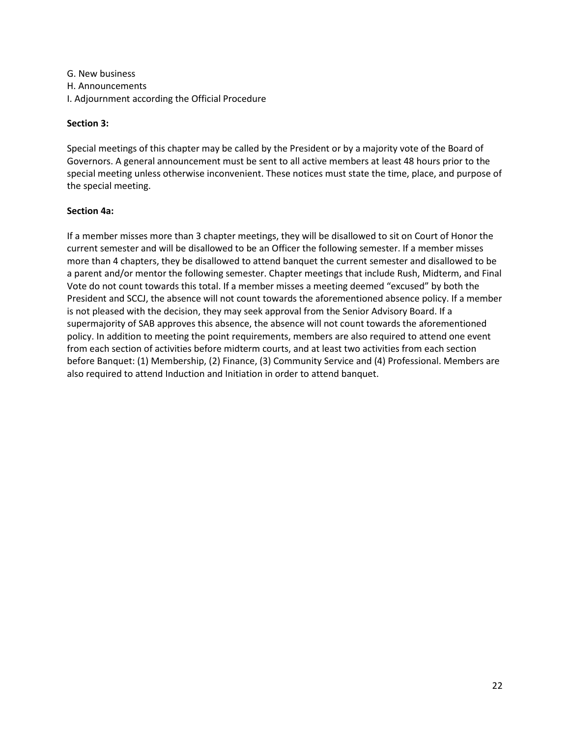G. New business
H. Announcements
I. Adjournment according the Official Procedure

**Section 3:**

Special meetings of this chapter may be called by the President or by a majority vote of the Board of Governors. A general announcement must be sent to all active members at least 48 hours prior to the special meeting unless otherwise inconvenient. These notices must state the time, place, and purpose of the special meeting.

**Section 4a:**

If a member misses more than 3 chapter meetings, they will be disallowed to sit on Court of Honor the current semester and will be disallowed to be an Officer the following semester. If a member misses more than 4 chapters, they be disallowed to attend banquet the current semester and disallowed to be a parent and/or mentor the following semester. Chapter meetings that include Rush, Midterm, and Final Vote do not count towards this total. If a member misses a meeting deemed "excused" by both the President and SCCJ, the absence will not count towards the aforementioned absence policy. If a member is not pleased with the decision, they may seek approval from the Senior Advisory Board. If a supermajority of SAB approves this absence, the absence will not count towards the aforementioned policy. In addition to meeting the point requirements, members are also required to attend one event from each section of activities before midterm courts, and at least two activities from each section before Banquet: (1) Membership, (2) Finance, (3) Community Service and (4) Professional. Members are also required to attend Induction and Initiation in order to attend banquet.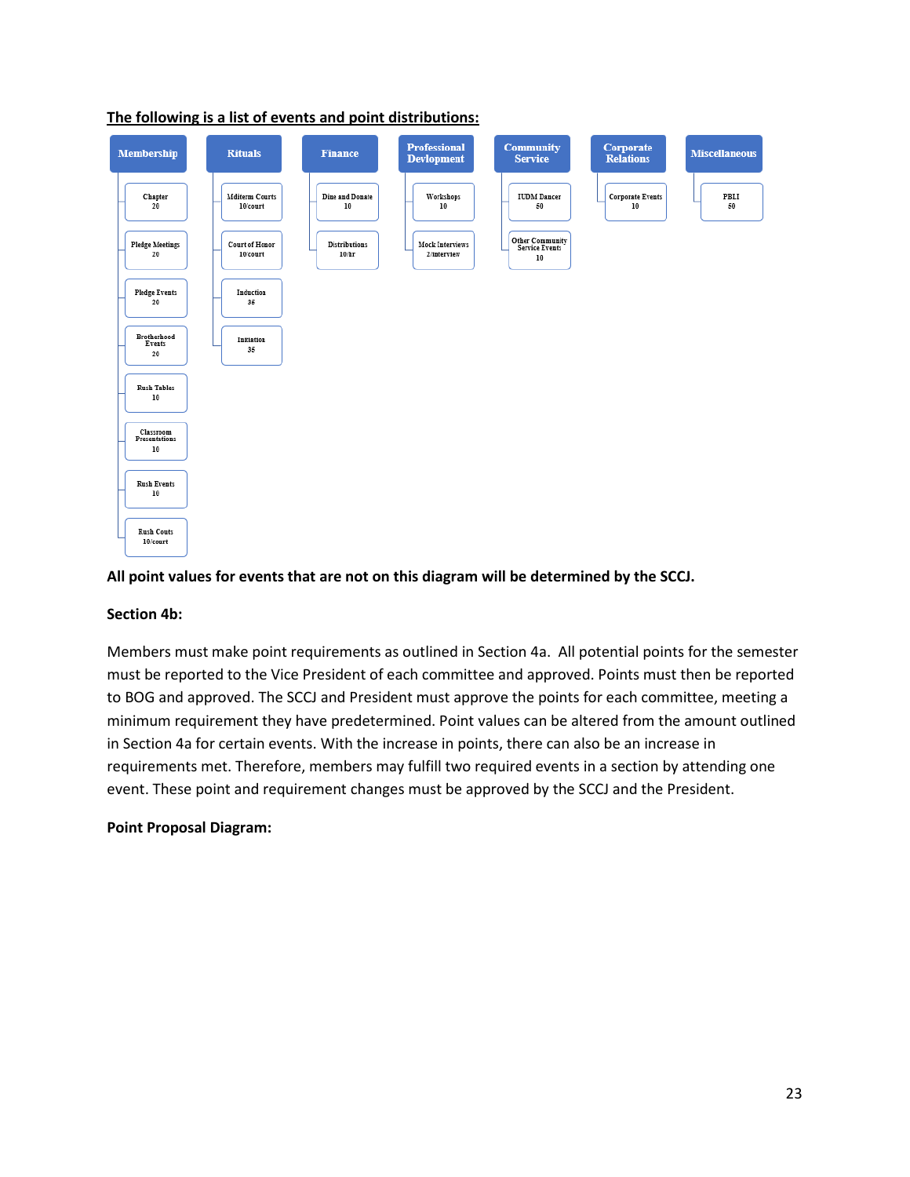**<u>The following is a list of events and point distributions:</u>**

- **Membership**
  - Chapter: 20
  - Pledge Meetings: 20
  - Pledge Events: 20
  - Brotherhood Events: 20
  - Rush Tables: 10
  - Classroom Presentations: 10
  - Rush Events: 10
  - Rush Couts: 10/court
- **Rituals**
  - Midterm Courts: 10/court
  - Court of Honor: 10/court
  - Induction: 35
  - Initiation: 35
- **Finance**
  - Dine and Donate: 10
  - Distributions: 10/hr
- **Professional Devlopment**
  - Workshops: 10
  - Mock Interviews: 2/interview
- **Community Service**
  - IUDM Dancer: 50
  - Other Community Service Events: 10
- **Corporate Relations**
  - Corporate Events: 10
- **Miscellaneous**
  - PBLI: 50

**All point values for events that are not on this diagram will be determined by the SCCJ.**

**Section 4b:**

Members must make point requirements as outlined in Section 4a. All potential points for the semester must be reported to the Vice President of each committee and approved. Points must then be reported to BOG and approved. The SCCJ and President must approve the points for each committee, meeting a minimum requirement they have predetermined. Point values can be altered from the amount outlined in Section 4a for certain events. With the increase in points, there can also be an increase in requirements met. Therefore, members may fulfill two required events in a section by attending one event. These point and requirement changes must be approved by the SCCJ and the President.

**Point Proposal Diagram:**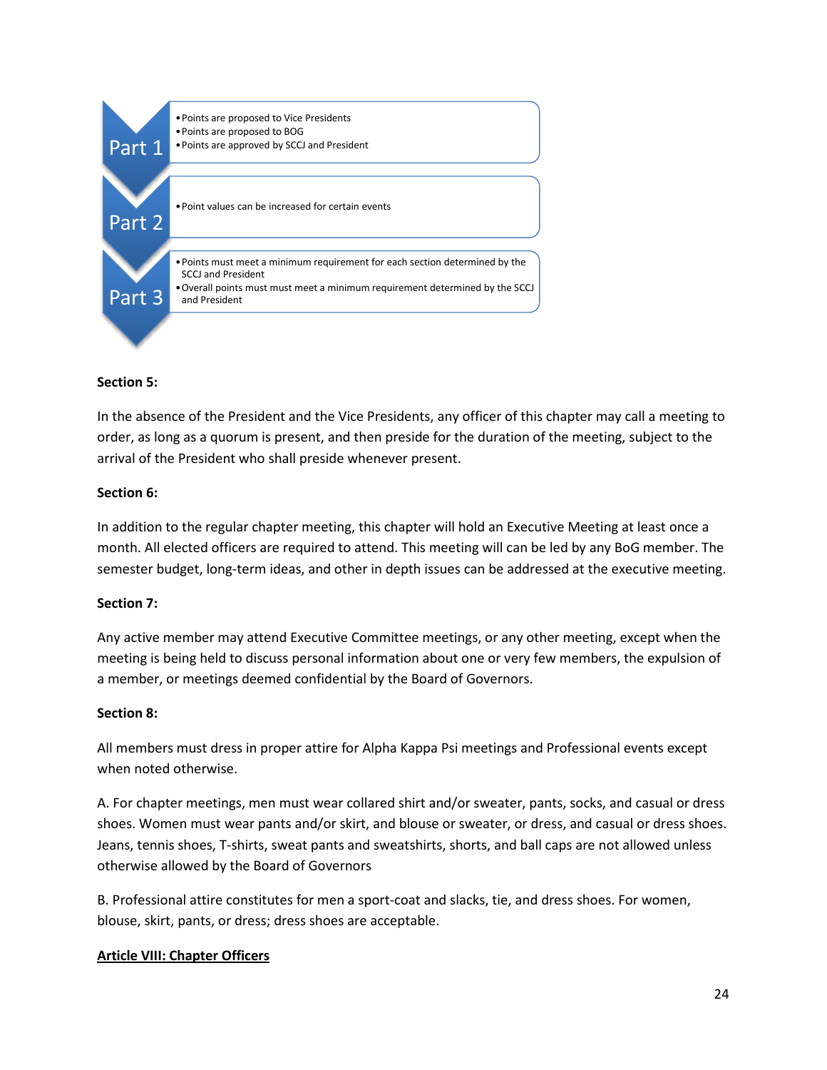**Part 1**

- Points are proposed to Vice Presidents
- Points are proposed to BOG
- Points are approved by SCCJ and President

**Part 2**

- Point values can be increased for certain events

**Part 3**

- Points must meet a minimum requirement for each section determined by the SCCJ and President
- Overall points must must meet a minimum requirement determined by the SCCJ and President

**Section 5:**

In the absence of the President and the Vice Presidents, any officer of this chapter may call a meeting to order, as long as a quorum is present, and then preside for the duration of the meeting, subject to the arrival of the President who shall preside whenever present.

**Section 6:**

In addition to the regular chapter meeting, this chapter will hold an Executive Meeting at least once a month. All elected officers are required to attend. This meeting will can be led by any BoG member. The semester budget, long-term ideas, and other in depth issues can be addressed at the executive meeting.

**Section 7:**

Any active member may attend Executive Committee meetings, or any other meeting, except when the meeting is being held to discuss personal information about one or very few members, the expulsion of a member, or meetings deemed confidential by the Board of Governors.

**Section 8:**

All members must dress in proper attire for Alpha Kappa Psi meetings and Professional events except when noted otherwise.

A. For chapter meetings, men must wear collared shirt and/or sweater, pants, socks, and casual or dress shoes. Women must wear pants and/or skirt, and blouse or sweater, or dress, and casual or dress shoes. Jeans, tennis shoes, T-shirts, sweat pants and sweatshirts, shorts, and ball caps are not allowed unless otherwise allowed by the Board of Governors

B. Professional attire constitutes for men a sport-coat and slacks, tie, and dress shoes. For women, blouse, skirt, pants, or dress; dress shoes are acceptable.

## Article VIII: Chapter Officers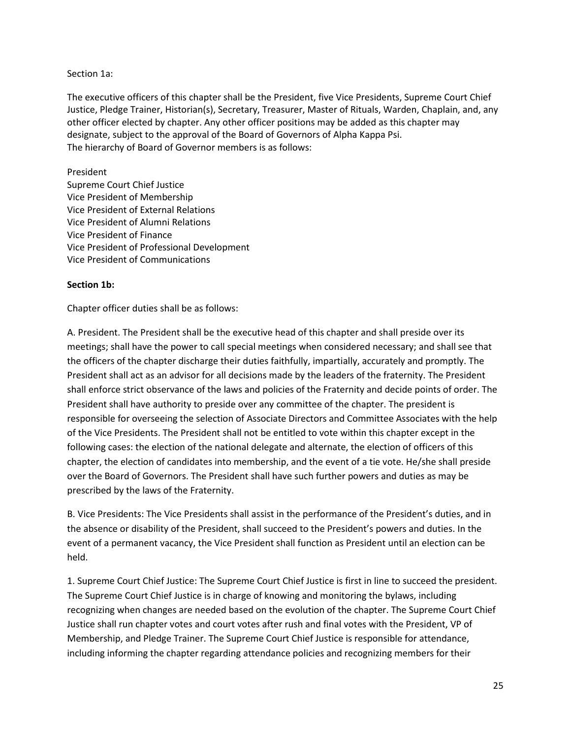Section 1a:

The executive officers of this chapter shall be the President, five Vice Presidents, Supreme Court Chief Justice, Pledge Trainer, Historian(s), Secretary, Treasurer, Master of Rituals, Warden, Chaplain, and, any other officer elected by chapter. Any other officer positions may be added as this chapter may designate, subject to the approval of the Board of Governors of Alpha Kappa Psi.
The hierarchy of Board of Governor members is as follows:

President
Supreme Court Chief Justice
Vice President of Membership
Vice President of External Relations
Vice President of Alumni Relations
Vice President of Finance
Vice President of Professional Development
Vice President of Communications

**Section 1b:**

Chapter officer duties shall be as follows:

A. President. The President shall be the executive head of this chapter and shall preside over its meetings; shall have the power to call special meetings when considered necessary; and shall see that the officers of the chapter discharge their duties faithfully, impartially, accurately and promptly. The President shall act as an advisor for all decisions made by the leaders of the fraternity. The President shall enforce strict observance of the laws and policies of the Fraternity and decide points of order. The President shall have authority to preside over any committee of the chapter. The president is responsible for overseeing the selection of Associate Directors and Committee Associates with the help of the Vice Presidents. The President shall not be entitled to vote within this chapter except in the following cases: the election of the national delegate and alternate, the election of officers of this chapter, the election of candidates into membership, and the event of a tie vote. He/she shall preside over the Board of Governors. The President shall have such further powers and duties as may be prescribed by the laws of the Fraternity.

B. Vice Presidents: The Vice Presidents shall assist in the performance of the President's duties, and in the absence or disability of the President, shall succeed to the President's powers and duties. In the event of a permanent vacancy, the Vice President shall function as President until an election can be held.

1. Supreme Court Chief Justice: The Supreme Court Chief Justice is first in line to succeed the president. The Supreme Court Chief Justice is in charge of knowing and monitoring the bylaws, including recognizing when changes are needed based on the evolution of the chapter. The Supreme Court Chief Justice shall run chapter votes and court votes after rush and final votes with the President, VP of Membership, and Pledge Trainer. The Supreme Court Chief Justice is responsible for attendance, including informing the chapter regarding attendance policies and recognizing members for their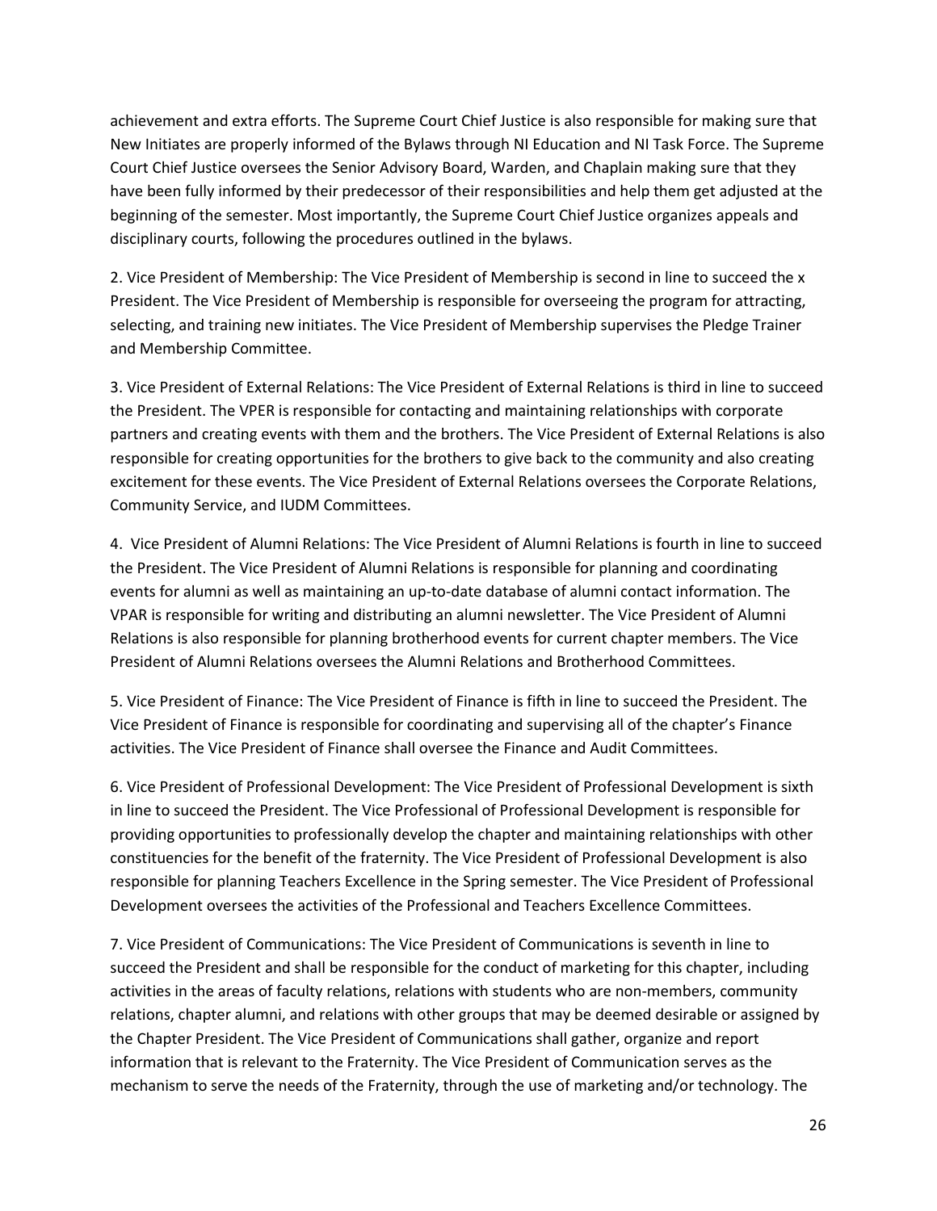achievement and extra efforts. The Supreme Court Chief Justice is also responsible for making sure that New Initiates are properly informed of the Bylaws through NI Education and NI Task Force. The Supreme Court Chief Justice oversees the Senior Advisory Board, Warden, and Chaplain making sure that they have been fully informed by their predecessor of their responsibilities and help them get adjusted at the beginning of the semester. Most importantly, the Supreme Court Chief Justice organizes appeals and disciplinary courts, following the procedures outlined in the bylaws.

2. Vice President of Membership: The Vice President of Membership is second in line to succeed the x President. The Vice President of Membership is responsible for overseeing the program for attracting, selecting, and training new initiates. The Vice President of Membership supervises the Pledge Trainer and Membership Committee.

3. Vice President of External Relations: The Vice President of External Relations is third in line to succeed the President. The VPER is responsible for contacting and maintaining relationships with corporate partners and creating events with them and the brothers. The Vice President of External Relations is also responsible for creating opportunities for the brothers to give back to the community and also creating excitement for these events. The Vice President of External Relations oversees the Corporate Relations, Community Service, and IUDM Committees.

4. Vice President of Alumni Relations: The Vice President of Alumni Relations is fourth in line to succeed the President. The Vice President of Alumni Relations is responsible for planning and coordinating events for alumni as well as maintaining an up-to-date database of alumni contact information. The VPAR is responsible for writing and distributing an alumni newsletter. The Vice President of Alumni Relations is also responsible for planning brotherhood events for current chapter members. The Vice President of Alumni Relations oversees the Alumni Relations and Brotherhood Committees.

5. Vice President of Finance: The Vice President of Finance is fifth in line to succeed the President. The Vice President of Finance is responsible for coordinating and supervising all of the chapter's Finance activities. The Vice President of Finance shall oversee the Finance and Audit Committees.

6. Vice President of Professional Development: The Vice President of Professional Development is sixth in line to succeed the President. The Vice Professional of Professional Development is responsible for providing opportunities to professionally develop the chapter and maintaining relationships with other constituencies for the benefit of the fraternity. The Vice President of Professional Development is also responsible for planning Teachers Excellence in the Spring semester. The Vice President of Professional Development oversees the activities of the Professional and Teachers Excellence Committees.

7. Vice President of Communications: The Vice President of Communications is seventh in line to succeed the President and shall be responsible for the conduct of marketing for this chapter, including activities in the areas of faculty relations, relations with students who are non-members, community relations, chapter alumni, and relations with other groups that may be deemed desirable or assigned by the Chapter President. The Vice President of Communications shall gather, organize and report information that is relevant to the Fraternity. The Vice President of Communication serves as the mechanism to serve the needs of the Fraternity, through the use of marketing and/or technology. The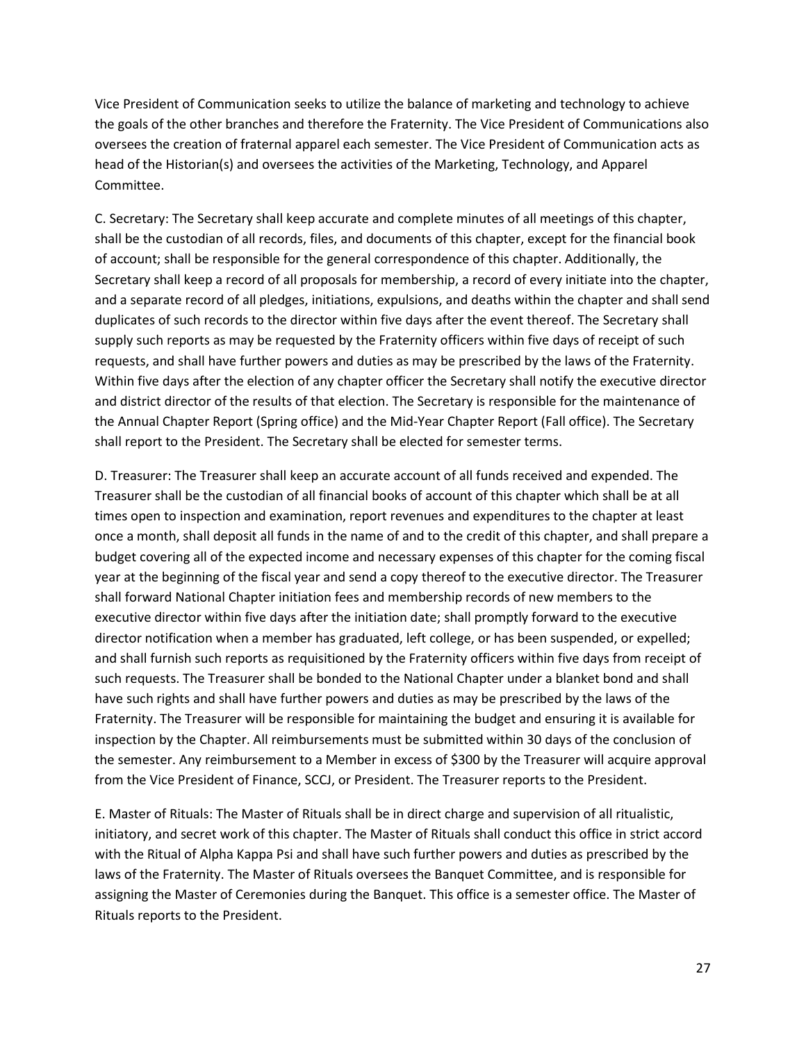Vice President of Communication seeks to utilize the balance of marketing and technology to achieve the goals of the other branches and therefore the Fraternity. The Vice President of Communications also oversees the creation of fraternal apparel each semester. The Vice President of Communication acts as head of the Historian(s) and oversees the activities of the Marketing, Technology, and Apparel Committee.

C. Secretary: The Secretary shall keep accurate and complete minutes of all meetings of this chapter, shall be the custodian of all records, files, and documents of this chapter, except for the financial book of account; shall be responsible for the general correspondence of this chapter. Additionally, the Secretary shall keep a record of all proposals for membership, a record of every initiate into the chapter, and a separate record of all pledges, initiations, expulsions, and deaths within the chapter and shall send duplicates of such records to the director within five days after the event thereof. The Secretary shall supply such reports as may be requested by the Fraternity officers within five days of receipt of such requests, and shall have further powers and duties as may be prescribed by the laws of the Fraternity. Within five days after the election of any chapter officer the Secretary shall notify the executive director and district director of the results of that election. The Secretary is responsible for the maintenance of the Annual Chapter Report (Spring office) and the Mid-Year Chapter Report (Fall office). The Secretary shall report to the President. The Secretary shall be elected for semester terms.

D. Treasurer: The Treasurer shall keep an accurate account of all funds received and expended. The Treasurer shall be the custodian of all financial books of account of this chapter which shall be at all times open to inspection and examination, report revenues and expenditures to the chapter at least once a month, shall deposit all funds in the name of and to the credit of this chapter, and shall prepare a budget covering all of the expected income and necessary expenses of this chapter for the coming fiscal year at the beginning of the fiscal year and send a copy thereof to the executive director. The Treasurer shall forward National Chapter initiation fees and membership records of new members to the executive director within five days after the initiation date; shall promptly forward to the executive director notification when a member has graduated, left college, or has been suspended, or expelled; and shall furnish such reports as requisitioned by the Fraternity officers within five days from receipt of such requests. The Treasurer shall be bonded to the National Chapter under a blanket bond and shall have such rights and shall have further powers and duties as may be prescribed by the laws of the Fraternity. The Treasurer will be responsible for maintaining the budget and ensuring it is available for inspection by the Chapter. All reimbursements must be submitted within 30 days of the conclusion of the semester. Any reimbursement to a Member in excess of $300 by the Treasurer will acquire approval from the Vice President of Finance, SCCJ, or President. The Treasurer reports to the President.

E. Master of Rituals: The Master of Rituals shall be in direct charge and supervision of all ritualistic, initiatory, and secret work of this chapter. The Master of Rituals shall conduct this office in strict accord with the Ritual of Alpha Kappa Psi and shall have such further powers and duties as prescribed by the laws of the Fraternity. The Master of Rituals oversees the Banquet Committee, and is responsible for assigning the Master of Ceremonies during the Banquet. This office is a semester office. The Master of Rituals reports to the President.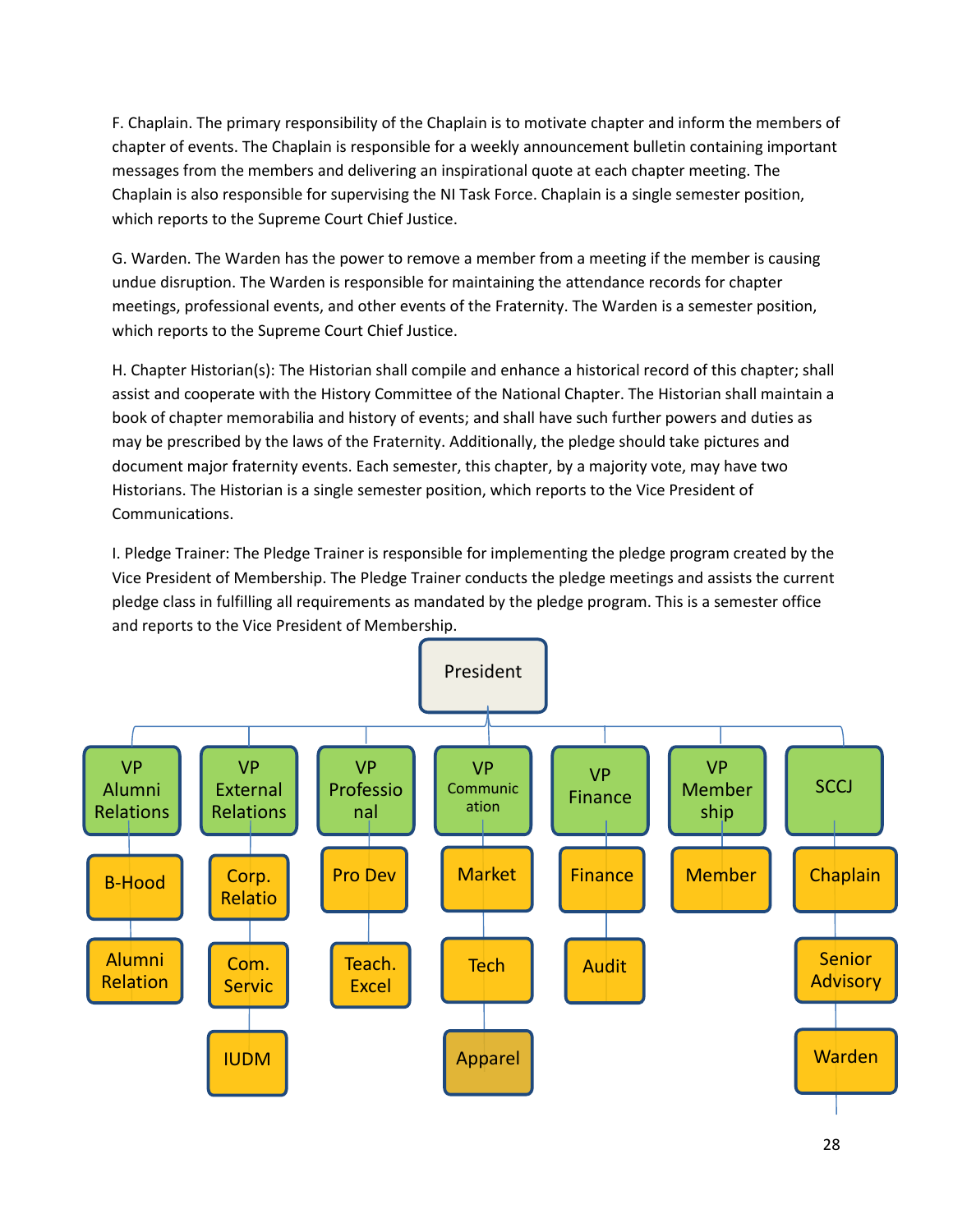F. Chaplain. The primary responsibility of the Chaplain is to motivate chapter and inform the members of chapter of events. The Chaplain is responsible for a weekly announcement bulletin containing important messages from the members and delivering an inspirational quote at each chapter meeting. The Chaplain is also responsible for supervising the NI Task Force. Chaplain is a single semester position, which reports to the Supreme Court Chief Justice.

G. Warden. The Warden has the power to remove a member from a meeting if the member is causing undue disruption. The Warden is responsible for maintaining the attendance records for chapter meetings, professional events, and other events of the Fraternity. The Warden is a semester position, which reports to the Supreme Court Chief Justice.

H. Chapter Historian(s): The Historian shall compile and enhance a historical record of this chapter; shall assist and cooperate with the History Committee of the National Chapter. The Historian shall maintain a book of chapter memorabilia and history of events; and shall have such further powers and duties as may be prescribed by the laws of the Fraternity. Additionally, the pledge should take pictures and document major fraternity events. Each semester, this chapter, by a majority vote, may have two Historians. The Historian is a single semester position, which reports to the Vice President of Communications.

I. Pledge Trainer: The Pledge Trainer is responsible for implementing the pledge program created by the Vice President of Membership. The Pledge Trainer conducts the pledge meetings and assists the current pledge class in fulfilling all requirements as mandated by the pledge program. This is a semester office and reports to the Vice President of Membership.

- President
  - VP Alumni Relations
    - B-Hood
    - Alumni Relation
  - VP External Relations
    - Corp. Relatio
    - Com. Servic
    - IUDM
  - VP Professional
    - Pro Dev
    - Teach. Excel
  - VP Communication
    - Market
    - Tech
    - Apparel
  - VP Finance
    - Finance
    - Audit
  - VP Membership
    - Member
  - SCCJ
    - Chaplain
    - Senior Advisory
    - Warden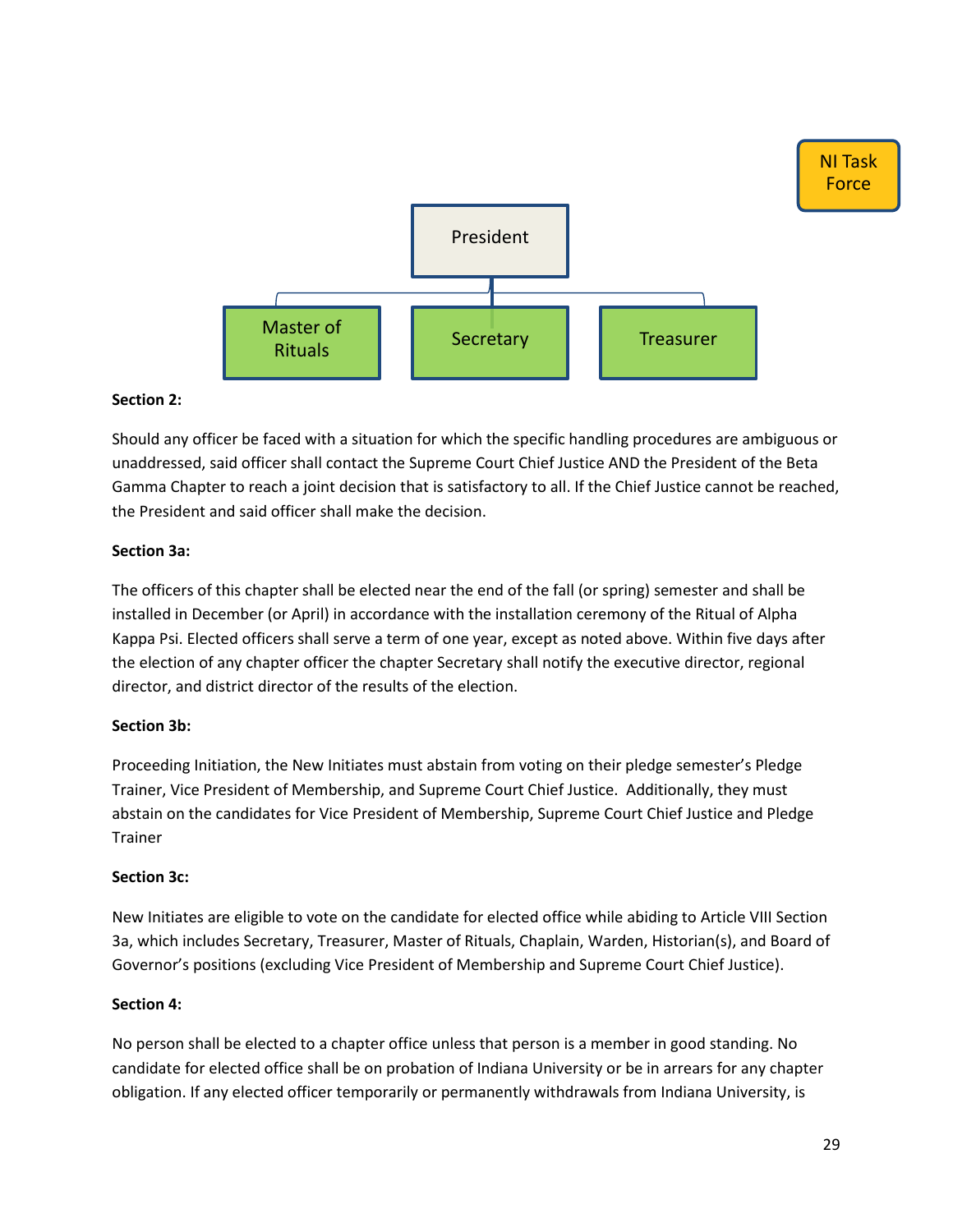NI Task Force

President

Master of Rituals

Secretary

Treasurer

**Section 2:**

Should any officer be faced with a situation for which the specific handling procedures are ambiguous or unaddressed, said officer shall contact the Supreme Court Chief Justice AND the President of the Beta Gamma Chapter to reach a joint decision that is satisfactory to all. If the Chief Justice cannot be reached, the President and said officer shall make the decision.

**Section 3a:**

The officers of this chapter shall be elected near the end of the fall (or spring) semester and shall be installed in December (or April) in accordance with the installation ceremony of the Ritual of Alpha Kappa Psi. Elected officers shall serve a term of one year, except as noted above. Within five days after the election of any chapter officer the chapter Secretary shall notify the executive director, regional director, and district director of the results of the election.

**Section 3b:**

Proceeding Initiation, the New Initiates must abstain from voting on their pledge semester's Pledge Trainer, Vice President of Membership, and Supreme Court Chief Justice. Additionally, they must abstain on the candidates for Vice President of Membership, Supreme Court Chief Justice and Pledge Trainer

**Section 3c:**

New Initiates are eligible to vote on the candidate for elected office while abiding to Article VIII Section 3a, which includes Secretary, Treasurer, Master of Rituals, Chaplain, Warden, Historian(s), and Board of Governor's positions (excluding Vice President of Membership and Supreme Court Chief Justice).

**Section 4:**

No person shall be elected to a chapter office unless that person is a member in good standing. No candidate for elected office shall be on probation of Indiana University or be in arrears for any chapter obligation. If any elected officer temporarily or permanently withdrawals from Indiana University, is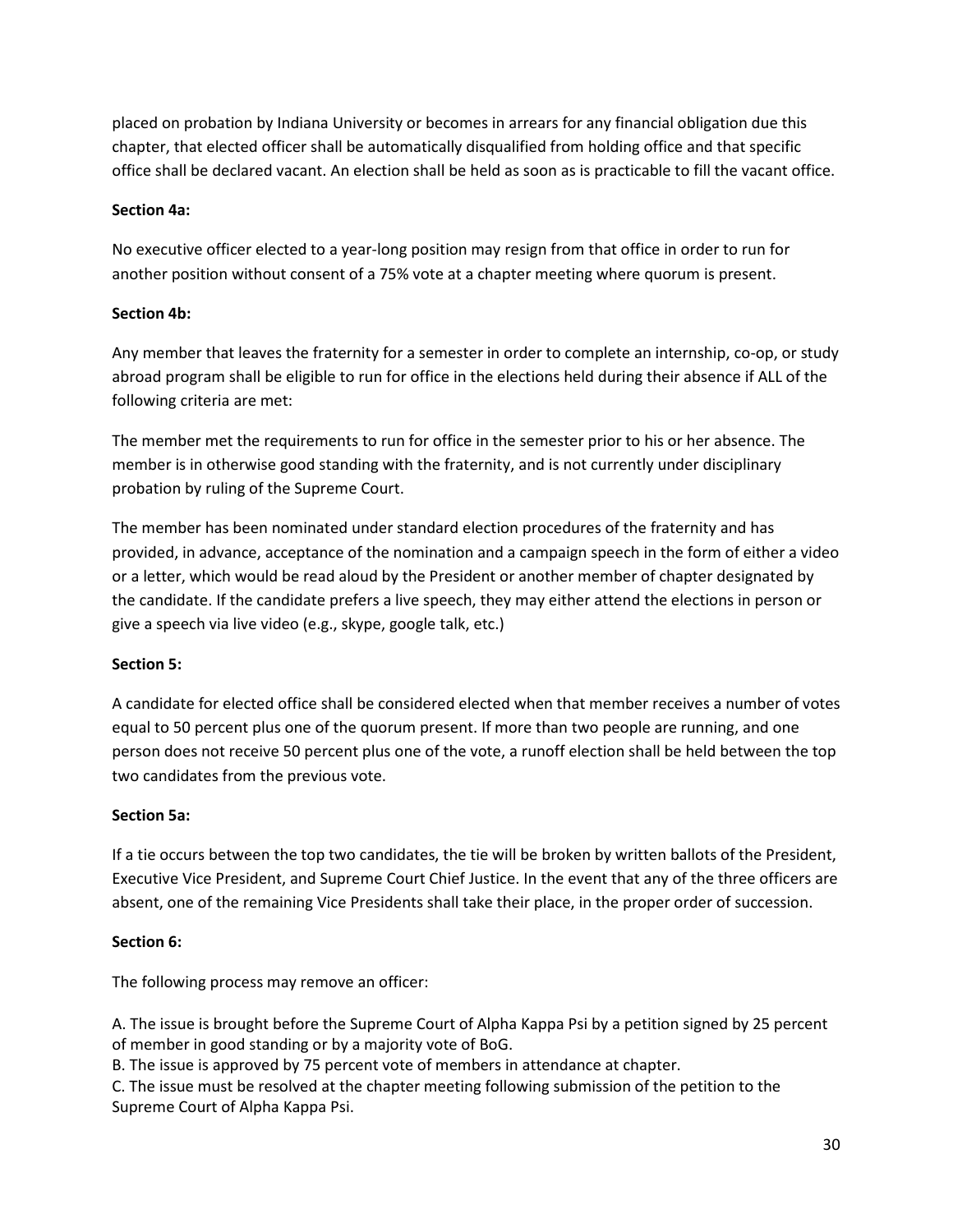placed on probation by Indiana University or becomes in arrears for any financial obligation due this chapter, that elected officer shall be automatically disqualified from holding office and that specific office shall be declared vacant. An election shall be held as soon as is practicable to fill the vacant office.

**Section 4a:**

No executive officer elected to a year-long position may resign from that office in order to run for another position without consent of a 75% vote at a chapter meeting where quorum is present.

**Section 4b:**

Any member that leaves the fraternity for a semester in order to complete an internship, co-op, or study abroad program shall be eligible to run for office in the elections held during their absence if ALL of the following criteria are met:

The member met the requirements to run for office in the semester prior to his or her absence. The member is in otherwise good standing with the fraternity, and is not currently under disciplinary probation by ruling of the Supreme Court.

The member has been nominated under standard election procedures of the fraternity and has provided, in advance, acceptance of the nomination and a campaign speech in the form of either a video or a letter, which would be read aloud by the President or another member of chapter designated by the candidate. If the candidate prefers a live speech, they may either attend the elections in person or give a speech via live video (e.g., skype, google talk, etc.)

**Section 5:**

A candidate for elected office shall be considered elected when that member receives a number of votes equal to 50 percent plus one of the quorum present. If more than two people are running, and one person does not receive 50 percent plus one of the vote, a runoff election shall be held between the top two candidates from the previous vote.

**Section 5a:**

If a tie occurs between the top two candidates, the tie will be broken by written ballots of the President, Executive Vice President, and Supreme Court Chief Justice. In the event that any of the three officers are absent, one of the remaining Vice Presidents shall take their place, in the proper order of succession.

**Section 6:**

The following process may remove an officer:

A. The issue is brought before the Supreme Court of Alpha Kappa Psi by a petition signed by 25 percent of member in good standing or by a majority vote of BoG.  
B. The issue is approved by 75 percent vote of members in attendance at chapter.  
C. The issue must be resolved at the chapter meeting following submission of the petition to the Supreme Court of Alpha Kappa Psi.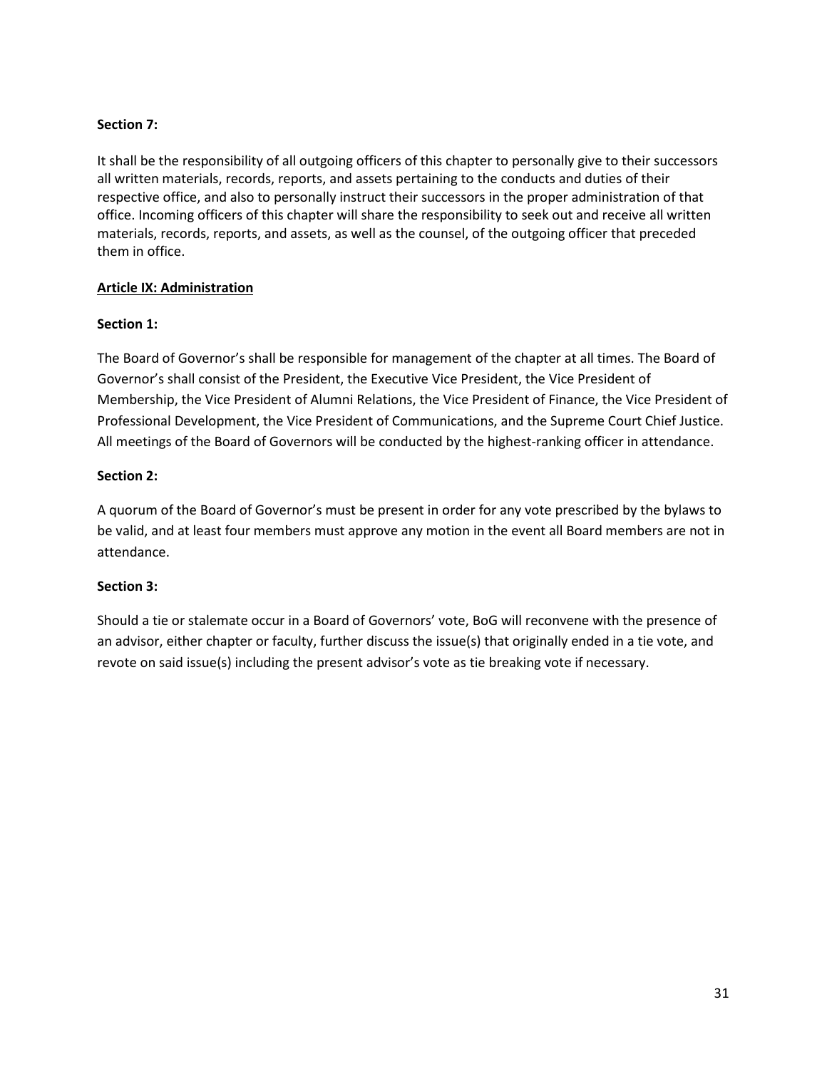**Section 7:**

It shall be the responsibility of all outgoing officers of this chapter to personally give to their successors all written materials, records, reports, and assets pertaining to the conducts and duties of their respective office, and also to personally instruct their successors in the proper administration of that office. Incoming officers of this chapter will share the responsibility to seek out and receive all written materials, records, reports, and assets, as well as the counsel, of the outgoing officer that preceded them in office.

## Article IX: Administration

**Section 1:**

The Board of Governor's shall be responsible for management of the chapter at all times. The Board of Governor's shall consist of the President, the Executive Vice President, the Vice President of Membership, the Vice President of Alumni Relations, the Vice President of Finance, the Vice President of Professional Development, the Vice President of Communications, and the Supreme Court Chief Justice. All meetings of the Board of Governors will be conducted by the highest-ranking officer in attendance.

**Section 2:**

A quorum of the Board of Governor's must be present in order for any vote prescribed by the bylaws to be valid, and at least four members must approve any motion in the event all Board members are not in attendance.

**Section 3:**

Should a tie or stalemate occur in a Board of Governors' vote, BoG will reconvene with the presence of an advisor, either chapter or faculty, further discuss the issue(s) that originally ended in a tie vote, and revote on said issue(s) including the present advisor's vote as tie breaking vote if necessary.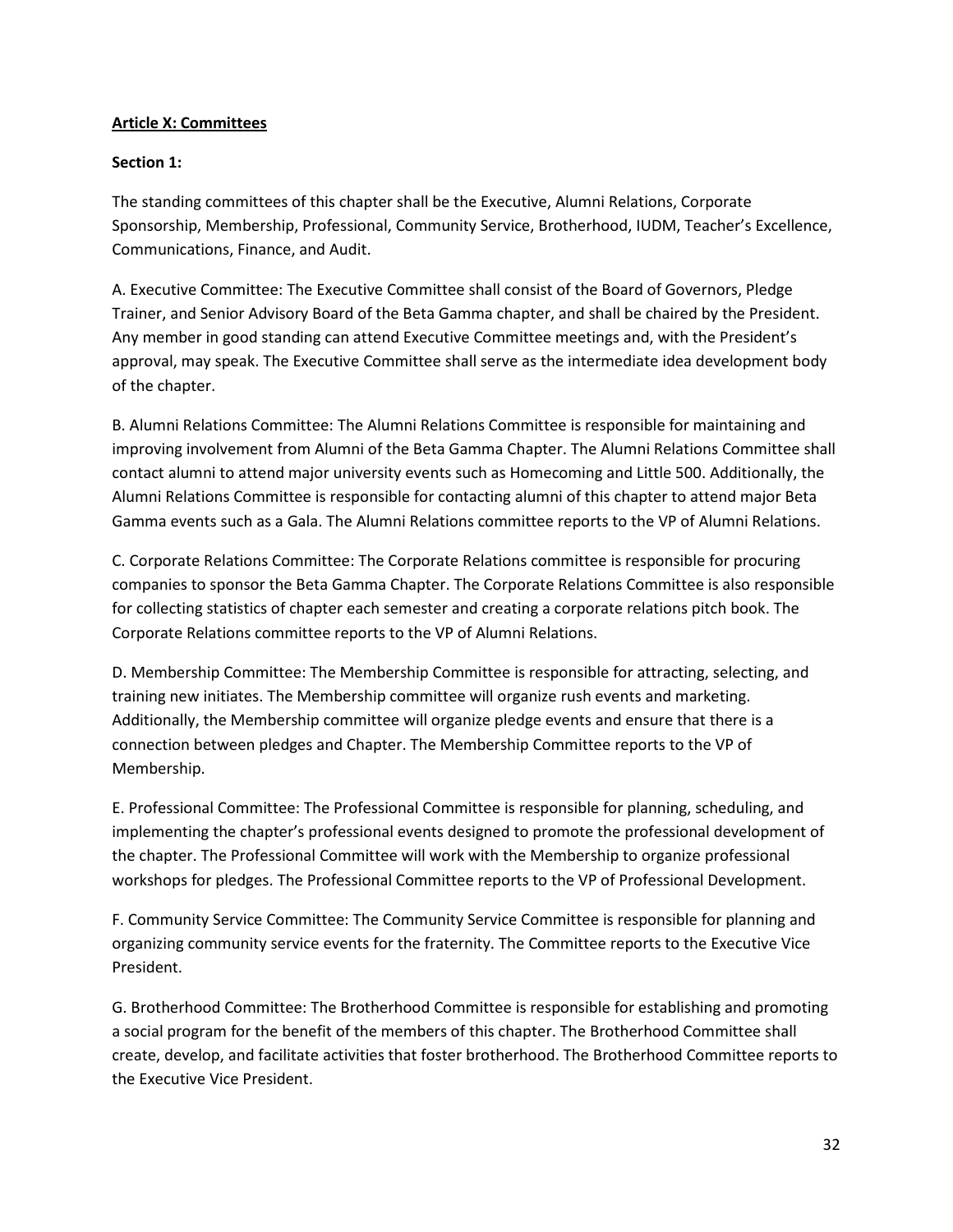**<u>Article X: Committees</u>**

**Section 1:**

The standing committees of this chapter shall be the Executive, Alumni Relations, Corporate Sponsorship, Membership, Professional, Community Service, Brotherhood, IUDM, Teacher's Excellence, Communications, Finance, and Audit.

A. Executive Committee: The Executive Committee shall consist of the Board of Governors, Pledge Trainer, and Senior Advisory Board of the Beta Gamma chapter, and shall be chaired by the President. Any member in good standing can attend Executive Committee meetings and, with the President's approval, may speak. The Executive Committee shall serve as the intermediate idea development body of the chapter.

B. Alumni Relations Committee: The Alumni Relations Committee is responsible for maintaining and improving involvement from Alumni of the Beta Gamma Chapter. The Alumni Relations Committee shall contact alumni to attend major university events such as Homecoming and Little 500. Additionally, the Alumni Relations Committee is responsible for contacting alumni of this chapter to attend major Beta Gamma events such as a Gala. The Alumni Relations committee reports to the VP of Alumni Relations.

C. Corporate Relations Committee: The Corporate Relations committee is responsible for procuring companies to sponsor the Beta Gamma Chapter. The Corporate Relations Committee is also responsible for collecting statistics of chapter each semester and creating a corporate relations pitch book. The Corporate Relations committee reports to the VP of Alumni Relations.

D. Membership Committee: The Membership Committee is responsible for attracting, selecting, and training new initiates. The Membership committee will organize rush events and marketing. Additionally, the Membership committee will organize pledge events and ensure that there is a connection between pledges and Chapter. The Membership Committee reports to the VP of Membership.

E. Professional Committee: The Professional Committee is responsible for planning, scheduling, and implementing the chapter's professional events designed to promote the professional development of the chapter. The Professional Committee will work with the Membership to organize professional workshops for pledges. The Professional Committee reports to the VP of Professional Development.

F. Community Service Committee: The Community Service Committee is responsible for planning and organizing community service events for the fraternity. The Committee reports to the Executive Vice President.

G. Brotherhood Committee: The Brotherhood Committee is responsible for establishing and promoting a social program for the benefit of the members of this chapter. The Brotherhood Committee shall create, develop, and facilitate activities that foster brotherhood. The Brotherhood Committee reports to the Executive Vice President.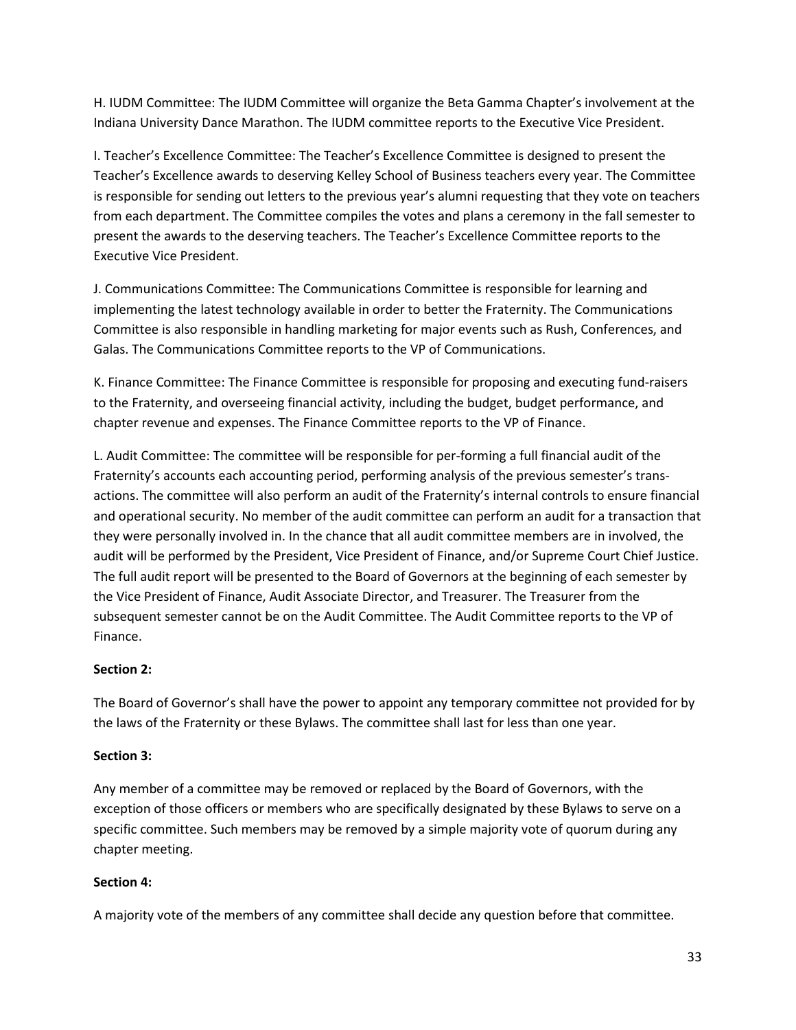H. IUDM Committee: The IUDM Committee will organize the Beta Gamma Chapter's involvement at the Indiana University Dance Marathon. The IUDM committee reports to the Executive Vice President.

I. Teacher's Excellence Committee: The Teacher's Excellence Committee is designed to present the Teacher's Excellence awards to deserving Kelley School of Business teachers every year. The Committee is responsible for sending out letters to the previous year's alumni requesting that they vote on teachers from each department. The Committee compiles the votes and plans a ceremony in the fall semester to present the awards to the deserving teachers. The Teacher's Excellence Committee reports to the Executive Vice President.

J. Communications Committee: The Communications Committee is responsible for learning and implementing the latest technology available in order to better the Fraternity. The Communications Committee is also responsible in handling marketing for major events such as Rush, Conferences, and Galas. The Communications Committee reports to the VP of Communications.

K. Finance Committee: The Finance Committee is responsible for proposing and executing fund-raisers to the Fraternity, and overseeing financial activity, including the budget, budget performance, and chapter revenue and expenses. The Finance Committee reports to the VP of Finance.

L. Audit Committee: The committee will be responsible for per-forming a full financial audit of the Fraternity's accounts each accounting period, performing analysis of the previous semester's trans-actions. The committee will also perform an audit of the Fraternity's internal controls to ensure financial and operational security. No member of the audit committee can perform an audit for a transaction that they were personally involved in. In the chance that all audit committee members are in involved, the audit will be performed by the President, Vice President of Finance, and/or Supreme Court Chief Justice. The full audit report will be presented to the Board of Governors at the beginning of each semester by the Vice President of Finance, Audit Associate Director, and Treasurer. The Treasurer from the subsequent semester cannot be on the Audit Committee. The Audit Committee reports to the VP of Finance.

**Section 2:**

The Board of Governor's shall have the power to appoint any temporary committee not provided for by the laws of the Fraternity or these Bylaws. The committee shall last for less than one year.

**Section 3:**

Any member of a committee may be removed or replaced by the Board of Governors, with the exception of those officers or members who are specifically designated by these Bylaws to serve on a specific committee. Such members may be removed by a simple majority vote of quorum during any chapter meeting.

**Section 4:**

A majority vote of the members of any committee shall decide any question before that committee.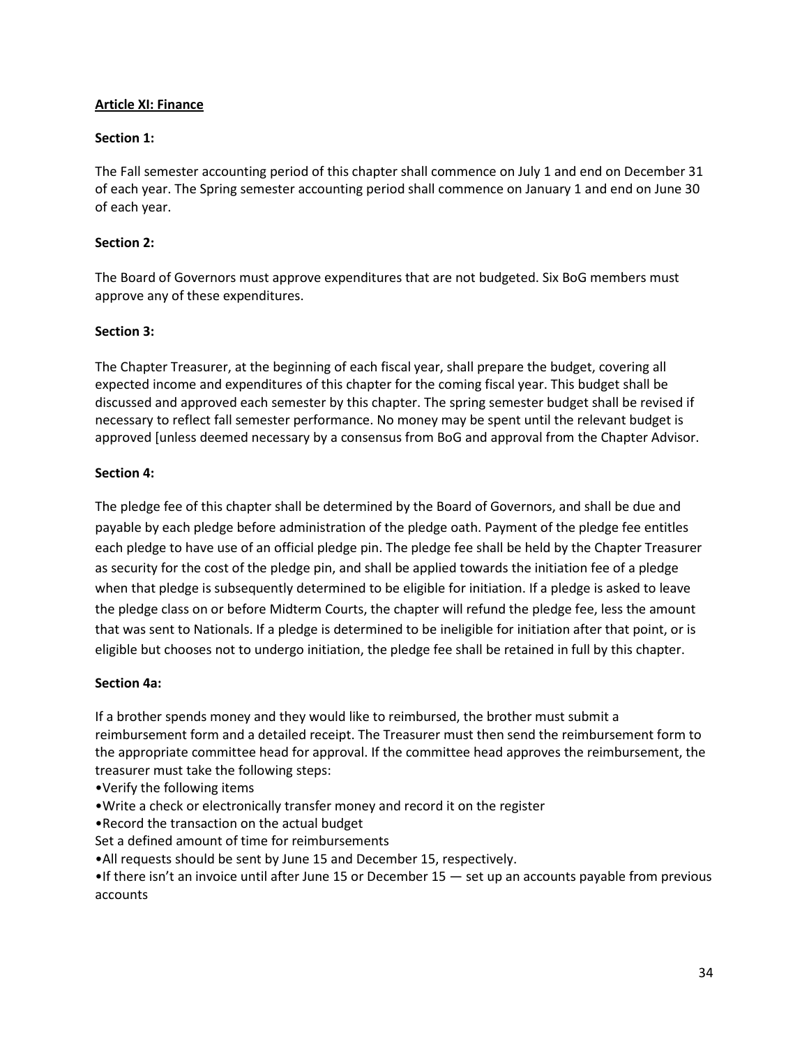**Article XI: Finance**

**Section 1:**

The Fall semester accounting period of this chapter shall commence on July 1 and end on December 31 of each year. The Spring semester accounting period shall commence on January 1 and end on June 30 of each year.

**Section 2:**

The Board of Governors must approve expenditures that are not budgeted. Six BoG members must approve any of these expenditures.

**Section 3:**

The Chapter Treasurer, at the beginning of each fiscal year, shall prepare the budget, covering all expected income and expenditures of this chapter for the coming fiscal year. This budget shall be discussed and approved each semester by this chapter. The spring semester budget shall be revised if necessary to reflect fall semester performance. No money may be spent until the relevant budget is approved [unless deemed necessary by a consensus from BoG and approval from the Chapter Advisor.

**Section 4:**

The pledge fee of this chapter shall be determined by the Board of Governors, and shall be due and payable by each pledge before administration of the pledge oath. Payment of the pledge fee entitles each pledge to have use of an official pledge pin. The pledge fee shall be held by the Chapter Treasurer as security for the cost of the pledge pin, and shall be applied towards the initiation fee of a pledge when that pledge is subsequently determined to be eligible for initiation. If a pledge is asked to leave the pledge class on or before Midterm Courts, the chapter will refund the pledge fee, less the amount that was sent to Nationals. If a pledge is determined to be ineligible for initiation after that point, or is eligible but chooses not to undergo initiation, the pledge fee shall be retained in full by this chapter.

**Section 4a:**

If a brother spends money and they would like to reimbursed, the brother must submit a reimbursement form and a detailed receipt. The Treasurer must then send the reimbursement form to the appropriate committee head for approval. If the committee head approves the reimbursement, the treasurer must take the following steps:

- Verify the following items
- Write a check or electronically transfer money and record it on the register
- Record the transaction on the actual budget

Set a defined amount of time for reimbursements

- All requests should be sent by June 15 and December 15, respectively.
- If there isn't an invoice until after June 15 or December 15 — set up an accounts payable from previous accounts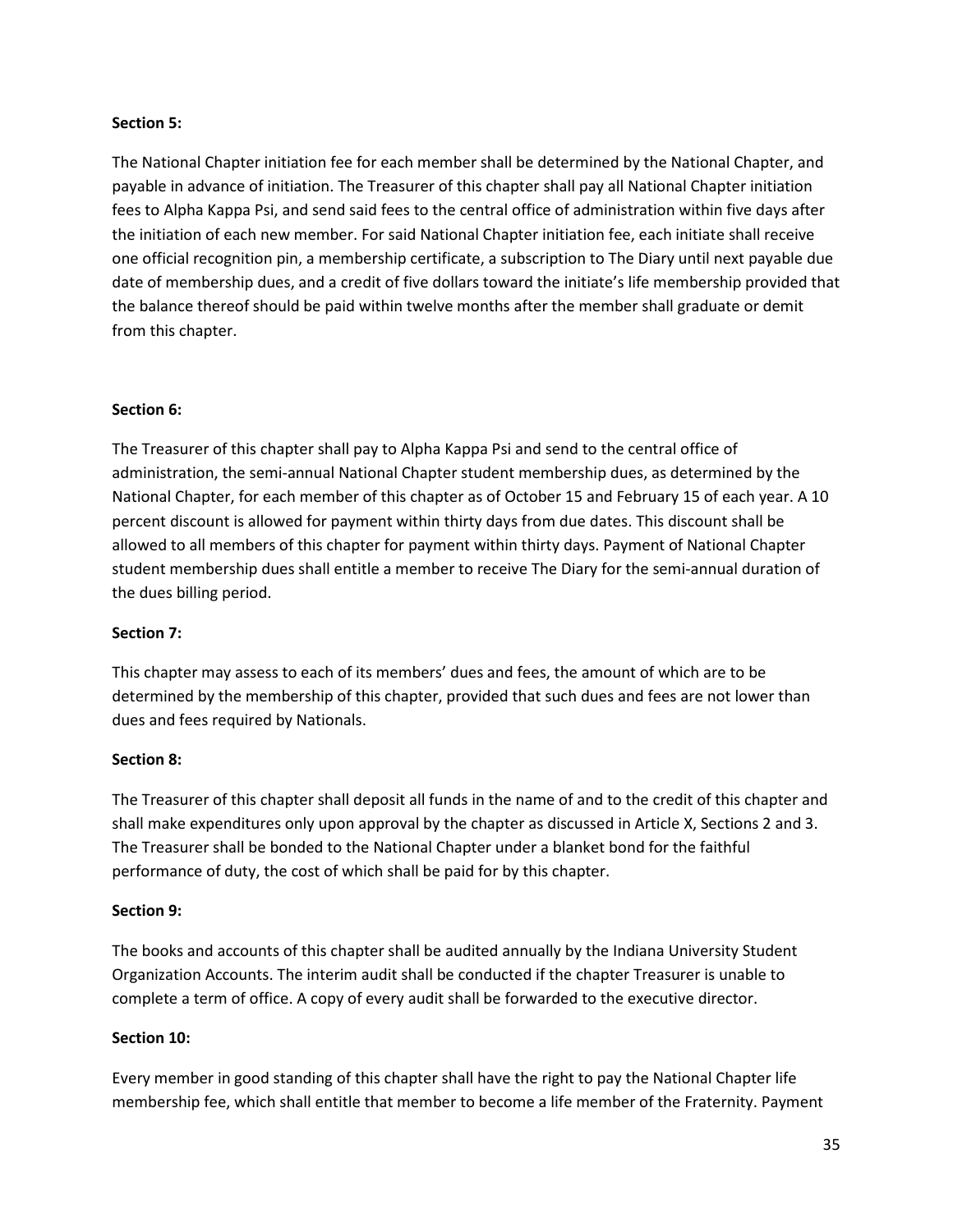**Section 5:**

The National Chapter initiation fee for each member shall be determined by the National Chapter, and payable in advance of initiation. The Treasurer of this chapter shall pay all National Chapter initiation fees to Alpha Kappa Psi, and send said fees to the central office of administration within five days after the initiation of each new member. For said National Chapter initiation fee, each initiate shall receive one official recognition pin, a membership certificate, a subscription to The Diary until next payable due date of membership dues, and a credit of five dollars toward the initiate's life membership provided that the balance thereof should be paid within twelve months after the member shall graduate or demit from this chapter.

**Section 6:**

The Treasurer of this chapter shall pay to Alpha Kappa Psi and send to the central office of administration, the semi-annual National Chapter student membership dues, as determined by the National Chapter, for each member of this chapter as of October 15 and February 15 of each year. A 10 percent discount is allowed for payment within thirty days from due dates. This discount shall be allowed to all members of this chapter for payment within thirty days. Payment of National Chapter student membership dues shall entitle a member to receive The Diary for the semi-annual duration of the dues billing period.

**Section 7:**

This chapter may assess to each of its members' dues and fees, the amount of which are to be determined by the membership of this chapter, provided that such dues and fees are not lower than dues and fees required by Nationals.

**Section 8:**

The Treasurer of this chapter shall deposit all funds in the name of and to the credit of this chapter and shall make expenditures only upon approval by the chapter as discussed in Article X, Sections 2 and 3. The Treasurer shall be bonded to the National Chapter under a blanket bond for the faithful performance of duty, the cost of which shall be paid for by this chapter.

**Section 9:**

The books and accounts of this chapter shall be audited annually by the Indiana University Student Organization Accounts. The interim audit shall be conducted if the chapter Treasurer is unable to complete a term of office. A copy of every audit shall be forwarded to the executive director.

**Section 10:**

Every member in good standing of this chapter shall have the right to pay the National Chapter life membership fee, which shall entitle that member to become a life member of the Fraternity. Payment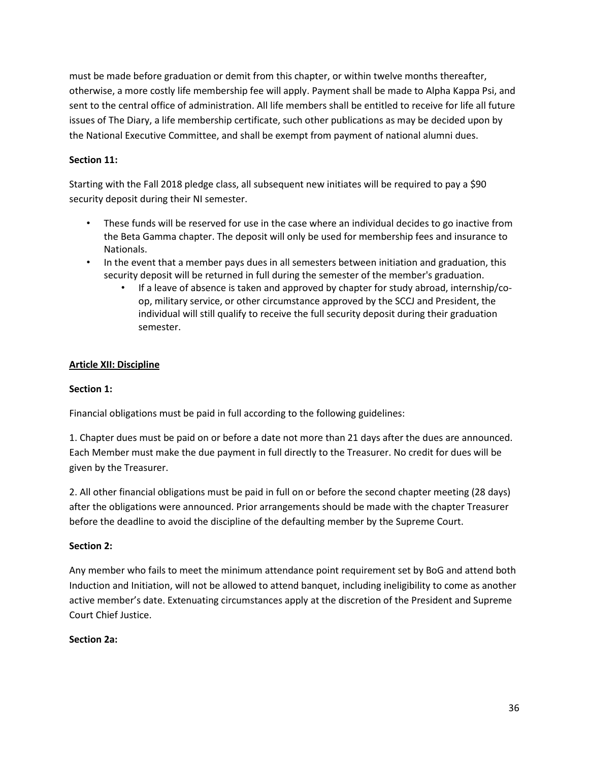must be made before graduation or demit from this chapter, or within twelve months thereafter, otherwise, a more costly life membership fee will apply. Payment shall be made to Alpha Kappa Psi, and sent to the central office of administration. All life members shall be entitled to receive for life all future issues of The Diary, a life membership certificate, such other publications as may be decided upon by the National Executive Committee, and shall be exempt from payment of national alumni dues.

**Section 11:**

Starting with the Fall 2018 pledge class, all subsequent new initiates will be required to pay a $90 security deposit during their NI semester.

- These funds will be reserved for use in the case where an individual decides to go inactive from the Beta Gamma chapter. The deposit will only be used for membership fees and insurance to Nationals.
- In the event that a member pays dues in all semesters between initiation and graduation, this security deposit will be returned in full during the semester of the member's graduation.
    - If a leave of absence is taken and approved by chapter for study abroad, internship/co-op, military service, or other circumstance approved by the SCCJ and President, the individual will still qualify to receive the full security deposit during their graduation semester.

**<u>Article XII: Discipline</u>**

**Section 1:**

Financial obligations must be paid in full according to the following guidelines:

1. Chapter dues must be paid on or before a date not more than 21 days after the dues are announced. Each Member must make the due payment in full directly to the Treasurer. No credit for dues will be given by the Treasurer.

2. All other financial obligations must be paid in full on or before the second chapter meeting (28 days) after the obligations were announced. Prior arrangements should be made with the chapter Treasurer before the deadline to avoid the discipline of the defaulting member by the Supreme Court.

**Section 2:**

Any member who fails to meet the minimum attendance point requirement set by BoG and attend both Induction and Initiation, will not be allowed to attend banquet, including ineligibility to come as another active member's date. Extenuating circumstances apply at the discretion of the President and Supreme Court Chief Justice.

**Section 2a:**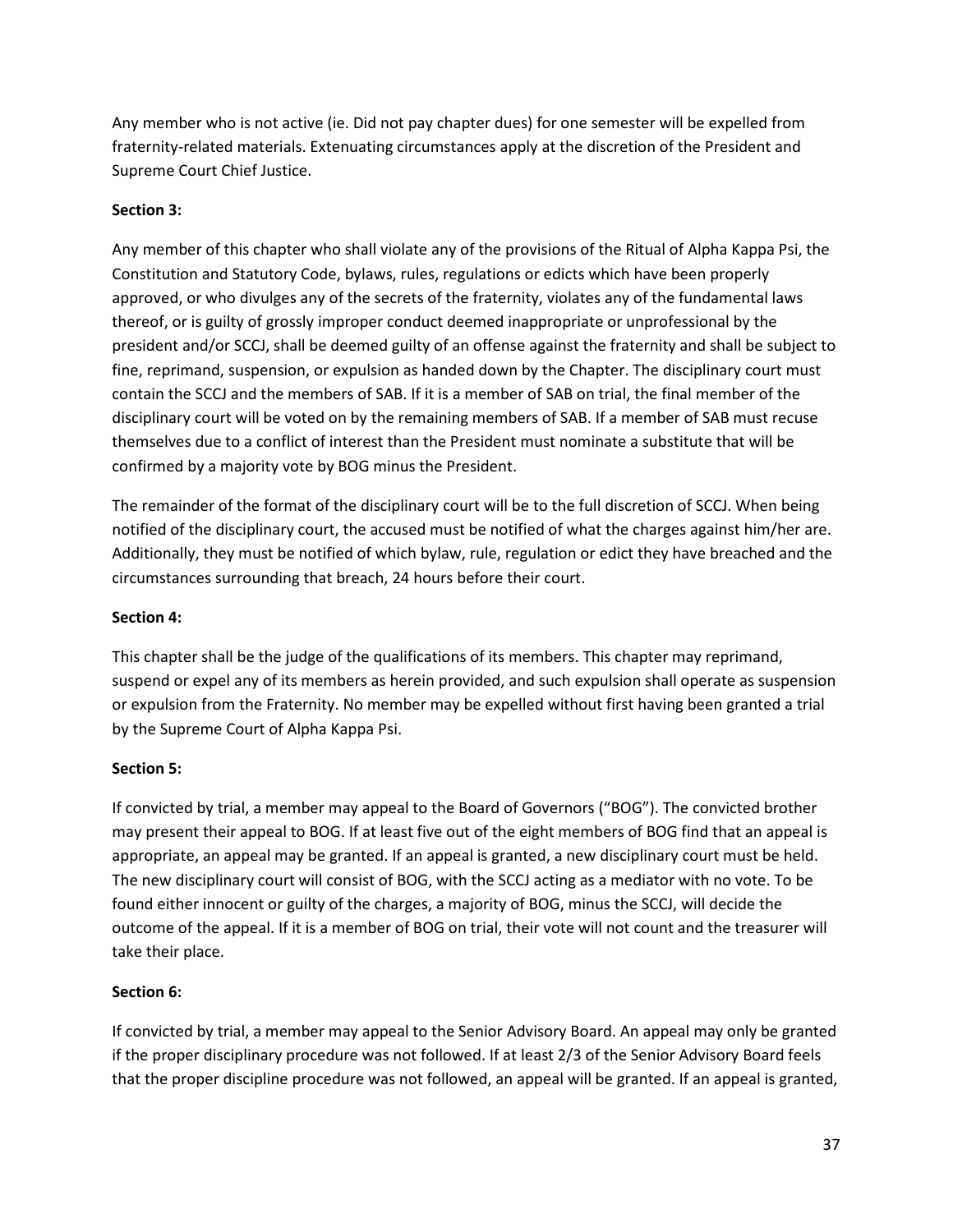Any member who is not active (ie. Did not pay chapter dues) for one semester will be expelled from fraternity-related materials. Extenuating circumstances apply at the discretion of the President and Supreme Court Chief Justice.

**Section 3:**

Any member of this chapter who shall violate any of the provisions of the Ritual of Alpha Kappa Psi, the Constitution and Statutory Code, bylaws, rules, regulations or edicts which have been properly approved, or who divulges any of the secrets of the fraternity, violates any of the fundamental laws thereof, or is guilty of grossly improper conduct deemed inappropriate or unprofessional by the president and/or SCCJ, shall be deemed guilty of an offense against the fraternity and shall be subject to fine, reprimand, suspension, or expulsion as handed down by the Chapter. The disciplinary court must contain the SCCJ and the members of SAB. If it is a member of SAB on trial, the final member of the disciplinary court will be voted on by the remaining members of SAB. If a member of SAB must recuse themselves due to a conflict of interest than the President must nominate a substitute that will be confirmed by a majority vote by BOG minus the President.

The remainder of the format of the disciplinary court will be to the full discretion of SCCJ. When being notified of the disciplinary court, the accused must be notified of what the charges against him/her are. Additionally, they must be notified of which bylaw, rule, regulation or edict they have breached and the circumstances surrounding that breach, 24 hours before their court.

**Section 4:**

This chapter shall be the judge of the qualifications of its members. This chapter may reprimand, suspend or expel any of its members as herein provided, and such expulsion shall operate as suspension or expulsion from the Fraternity. No member may be expelled without first having been granted a trial by the Supreme Court of Alpha Kappa Psi.

**Section 5:**

If convicted by trial, a member may appeal to the Board of Governors ("BOG"). The convicted brother may present their appeal to BOG. If at least five out of the eight members of BOG find that an appeal is appropriate, an appeal may be granted. If an appeal is granted, a new disciplinary court must be held. The new disciplinary court will consist of BOG, with the SCCJ acting as a mediator with no vote. To be found either innocent or guilty of the charges, a majority of BOG, minus the SCCJ, will decide the outcome of the appeal. If it is a member of BOG on trial, their vote will not count and the treasurer will take their place.

**Section 6:**

If convicted by trial, a member may appeal to the Senior Advisory Board. An appeal may only be granted if the proper disciplinary procedure was not followed. If at least 2/3 of the Senior Advisory Board feels that the proper discipline procedure was not followed, an appeal will be granted. If an appeal is granted,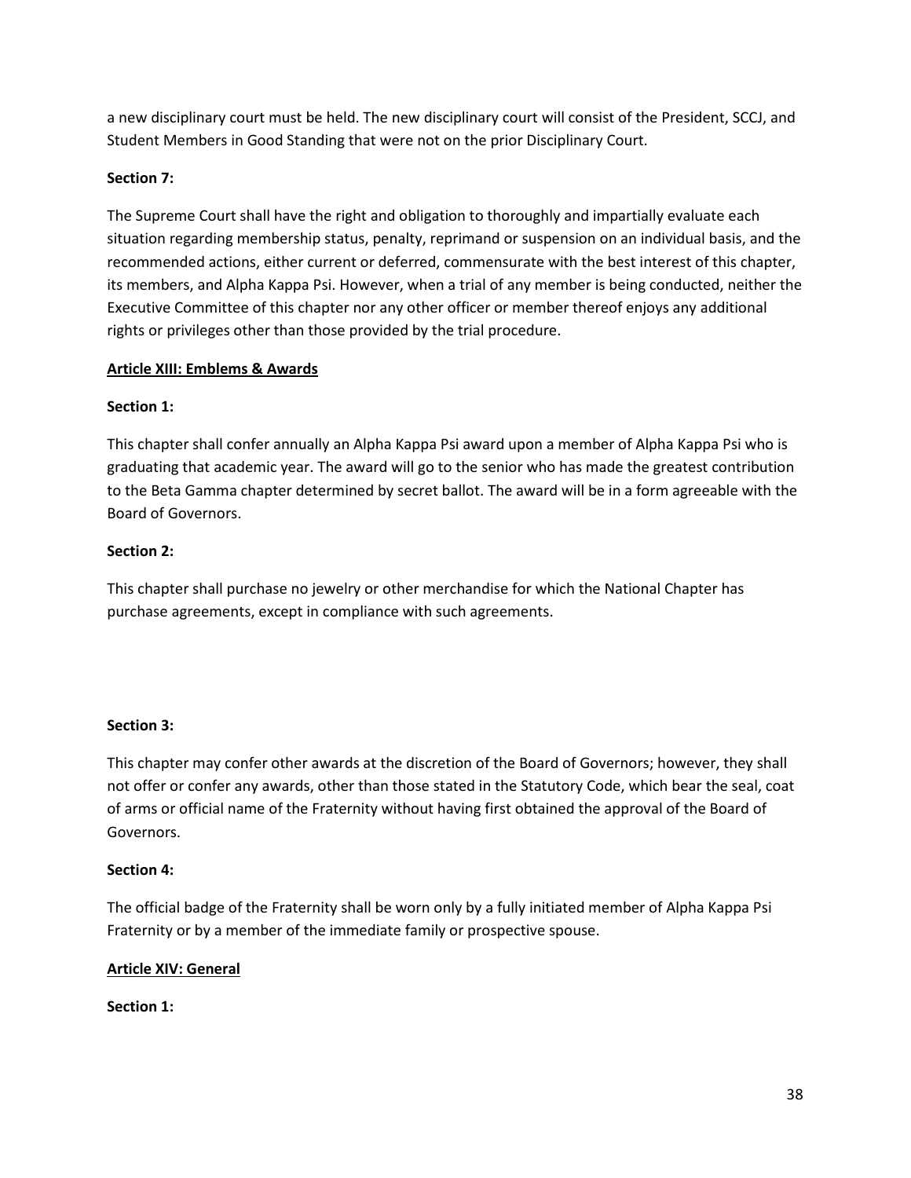a new disciplinary court must be held. The new disciplinary court will consist of the President, SCCJ, and Student Members in Good Standing that were not on the prior Disciplinary Court.

**Section 7:**

The Supreme Court shall have the right and obligation to thoroughly and impartially evaluate each situation regarding membership status, penalty, reprimand or suspension on an individual basis, and the recommended actions, either current or deferred, commensurate with the best interest of this chapter, its members, and Alpha Kappa Psi. However, when a trial of any member is being conducted, neither the Executive Committee of this chapter nor any other officer or member thereof enjoys any additional rights or privileges other than those provided by the trial procedure.

## **Article XIII: Emblems & Awards**

**Section 1:**

This chapter shall confer annually an Alpha Kappa Psi award upon a member of Alpha Kappa Psi who is graduating that academic year. The award will go to the senior who has made the greatest contribution to the Beta Gamma chapter determined by secret ballot. The award will be in a form agreeable with the Board of Governors.

**Section 2:**

This chapter shall purchase no jewelry or other merchandise for which the National Chapter has purchase agreements, except in compliance with such agreements.

**Section 3:**

This chapter may confer other awards at the discretion of the Board of Governors; however, they shall not offer or confer any awards, other than those stated in the Statutory Code, which bear the seal, coat of arms or official name of the Fraternity without having first obtained the approval of the Board of Governors.

**Section 4:**

The official badge of the Fraternity shall be worn only by a fully initiated member of Alpha Kappa Psi Fraternity or by a member of the immediate family or prospective spouse.

## **Article XIV: General**

**Section 1:**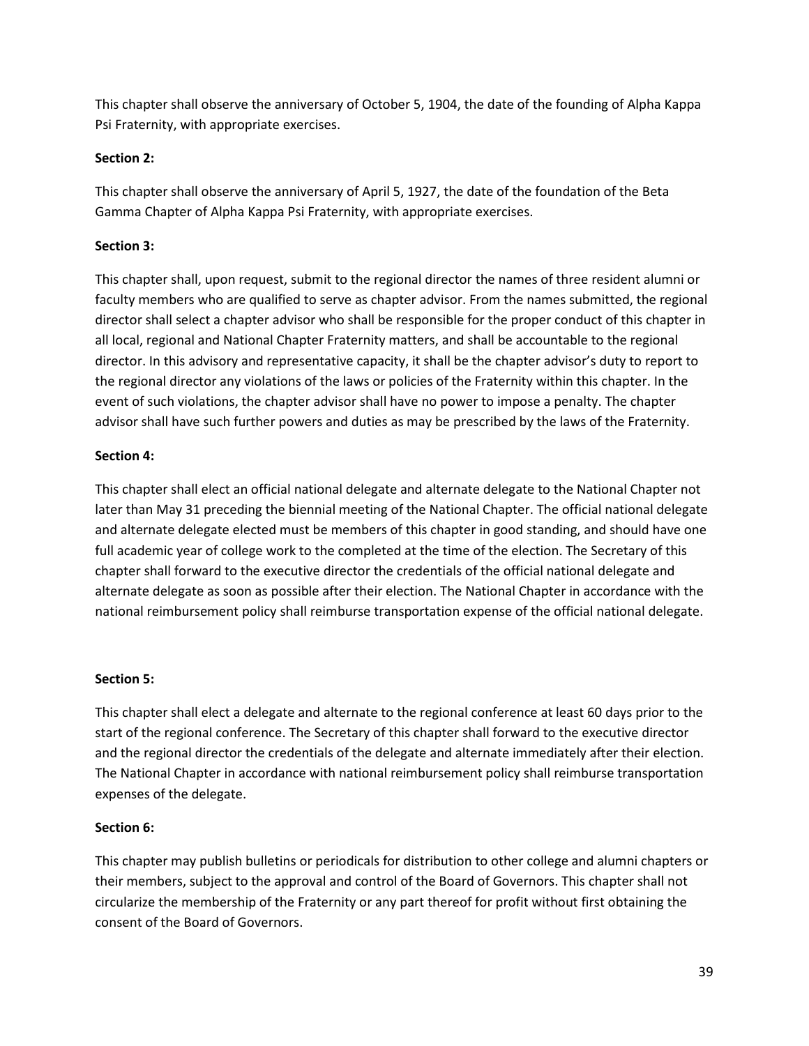This chapter shall observe the anniversary of October 5, 1904, the date of the founding of Alpha Kappa Psi Fraternity, with appropriate exercises.

**Section 2:**

This chapter shall observe the anniversary of April 5, 1927, the date of the foundation of the Beta Gamma Chapter of Alpha Kappa Psi Fraternity, with appropriate exercises.

**Section 3:**

This chapter shall, upon request, submit to the regional director the names of three resident alumni or faculty members who are qualified to serve as chapter advisor. From the names submitted, the regional director shall select a chapter advisor who shall be responsible for the proper conduct of this chapter in all local, regional and National Chapter Fraternity matters, and shall be accountable to the regional director. In this advisory and representative capacity, it shall be the chapter advisor's duty to report to the regional director any violations of the laws or policies of the Fraternity within this chapter. In the event of such violations, the chapter advisor shall have no power to impose a penalty. The chapter advisor shall have such further powers and duties as may be prescribed by the laws of the Fraternity.

**Section 4:**

This chapter shall elect an official national delegate and alternate delegate to the National Chapter not later than May 31 preceding the biennial meeting of the National Chapter. The official national delegate and alternate delegate elected must be members of this chapter in good standing, and should have one full academic year of college work to the completed at the time of the election. The Secretary of this chapter shall forward to the executive director the credentials of the official national delegate and alternate delegate as soon as possible after their election. The National Chapter in accordance with the national reimbursement policy shall reimburse transportation expense of the official national delegate.

**Section 5:**

This chapter shall elect a delegate and alternate to the regional conference at least 60 days prior to the start of the regional conference. The Secretary of this chapter shall forward to the executive director and the regional director the credentials of the delegate and alternate immediately after their election. The National Chapter in accordance with national reimbursement policy shall reimburse transportation expenses of the delegate.

**Section 6:**

This chapter may publish bulletins or periodicals for distribution to other college and alumni chapters or their members, subject to the approval and control of the Board of Governors. This chapter shall not circularize the membership of the Fraternity or any part thereof for profit without first obtaining the consent of the Board of Governors.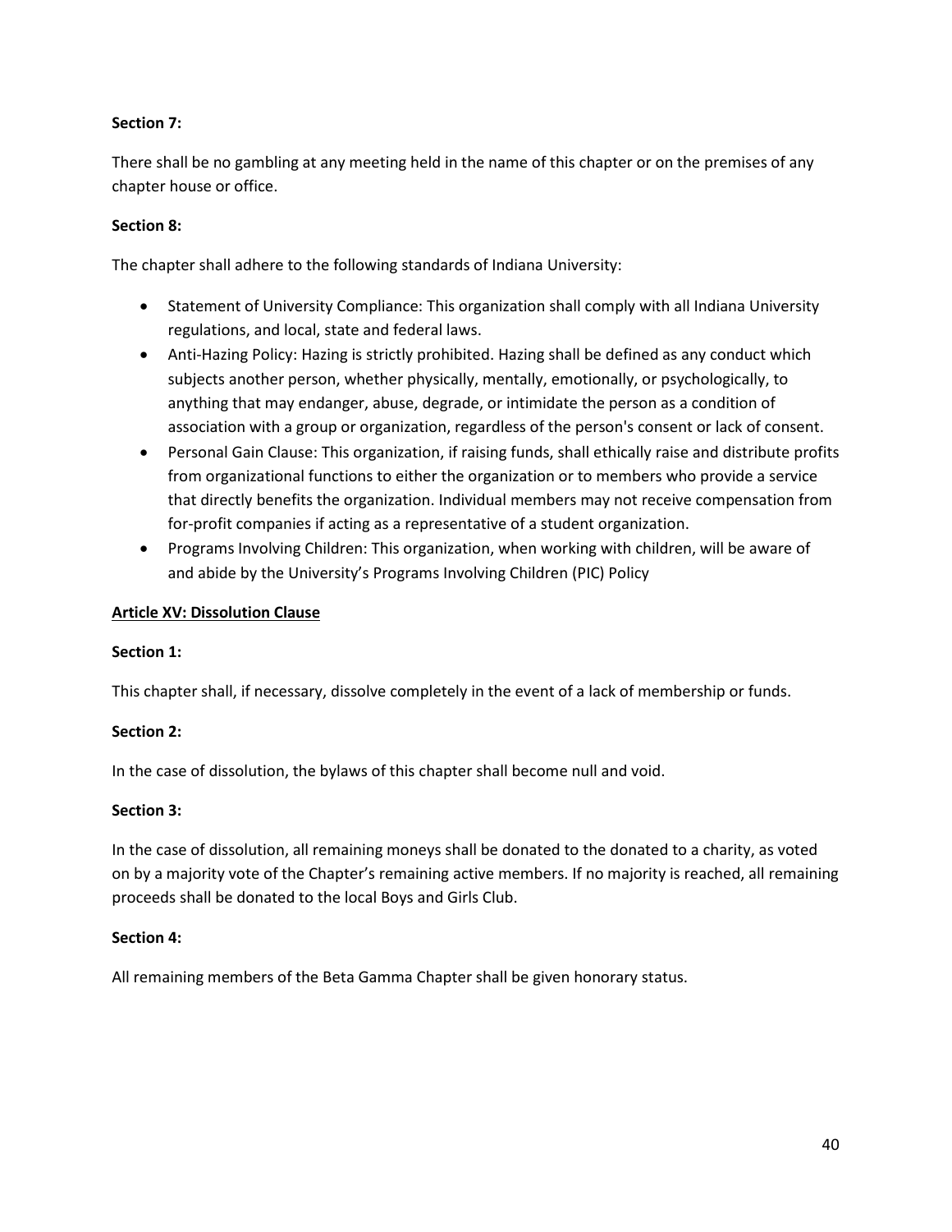**Section 7:**

There shall be no gambling at any meeting held in the name of this chapter or on the premises of any chapter house or office.

**Section 8:**

The chapter shall adhere to the following standards of Indiana University:

- Statement of University Compliance: This organization shall comply with all Indiana University regulations, and local, state and federal laws.
- Anti-Hazing Policy: Hazing is strictly prohibited. Hazing shall be defined as any conduct which subjects another person, whether physically, mentally, emotionally, or psychologically, to anything that may endanger, abuse, degrade, or intimidate the person as a condition of association with a group or organization, regardless of the person's consent or lack of consent.
- Personal Gain Clause: This organization, if raising funds, shall ethically raise and distribute profits from organizational functions to either the organization or to members who provide a service that directly benefits the organization. Individual members may not receive compensation from for-profit companies if acting as a representative of a student organization.
- Programs Involving Children: This organization, when working with children, will be aware of and abide by the University's Programs Involving Children (PIC) Policy

## Article XV: Dissolution Clause

**Section 1:**

This chapter shall, if necessary, dissolve completely in the event of a lack of membership or funds.

**Section 2:**

In the case of dissolution, the bylaws of this chapter shall become null and void.

**Section 3:**

In the case of dissolution, all remaining moneys shall be donated to the donated to a charity, as voted on by a majority vote of the Chapter's remaining active members. If no majority is reached, all remaining proceeds shall be donated to the local Boys and Girls Club.

**Section 4:**

All remaining members of the Beta Gamma Chapter shall be given honorary status.